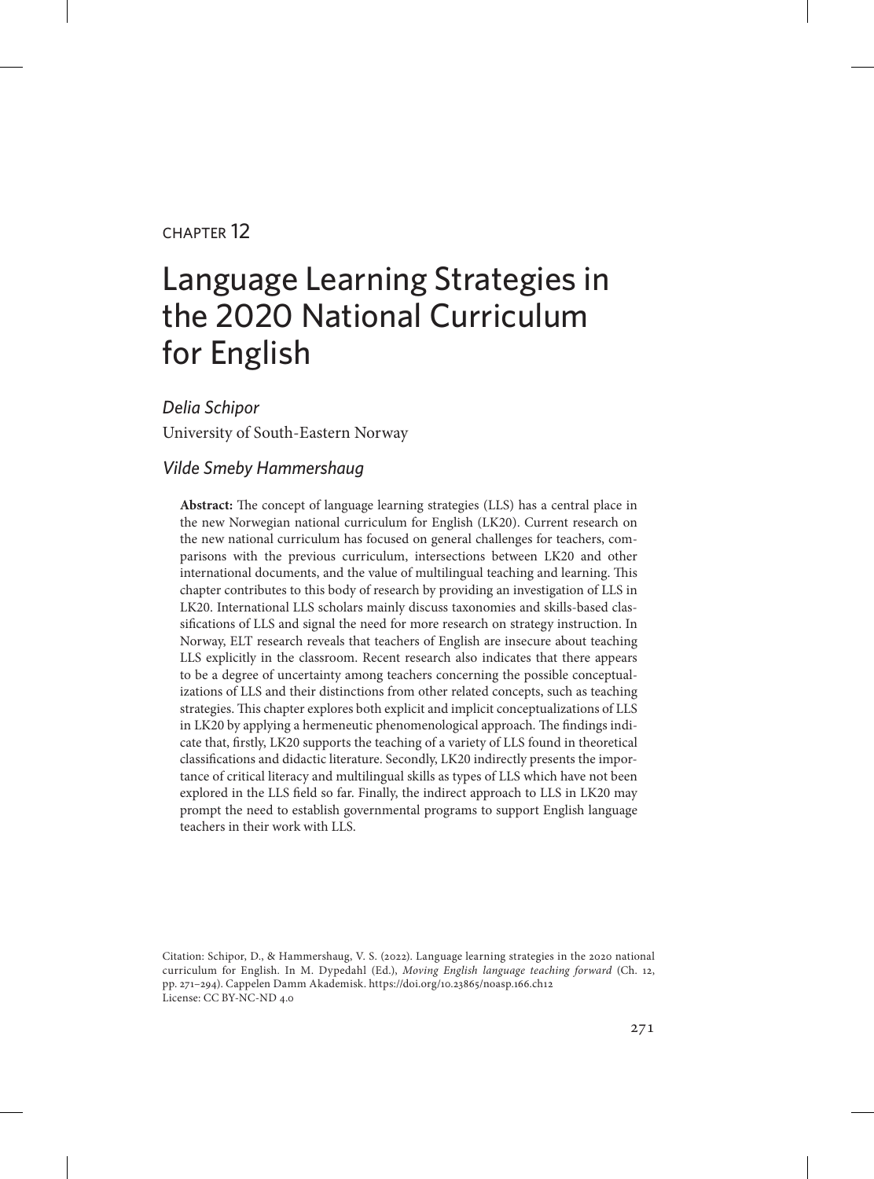CHAPTER 12

# Language Learning Strategies in the 2020 National Curriculum for English

*Delia Schipor*

University of South-Eastern Norway

*Vilde Smeby Hammershaug*

**Abstract:** The concept of language learning strategies (LLS) has a central place in the new Norwegian national curriculum for English (LK20). Current research on the new national curriculum has focused on general challenges for teachers, comparisons with the previous curriculum, intersections between LK20 and other international documents, and the value of multilingual teaching and learning. This chapter contributes to this body of research by providing an investigation of LLS in LK20. International LLS scholars mainly discuss taxonomies and skills-based classifications of LLS and signal the need for more research on strategy instruction. In Norway, ELT research reveals that teachers of English are insecure about teaching LLS explicitly in the classroom. Recent research also indicates that there appears to be a degree of uncertainty among teachers concerning the possible conceptualizations of LLS and their distinctions from other related concepts, such as teaching strategies. This chapter explores both explicit and implicit conceptualizations of LLS in LK20 by applying a hermeneutic phenomenological approach. The findings indicate that, firstly, LK20 supports the teaching of a variety of LLS found in theoretical classifications and didactic literature. Secondly, LK20 indirectly presents the importance of critical literacy and multilingual skills as types of LLS which have not been explored in the LLS field so far. Finally, the indirect approach to LLS in LK20 may prompt the need to establish governmental programs to support English language teachers in their work with LLS.

Citation: Schipor, D., & Hammershaug, V. S. (2022). Language learning strategies in the 2020 national curriculum for English. In M. Dypedahl (Ed.), *Moving English language teaching forward* (Ch. 12, pp. 271–294). Cappelen Damm Akademisk. https://doi.org/10.23865/noasp.166.ch12
License: CC BY-NC-ND 4.0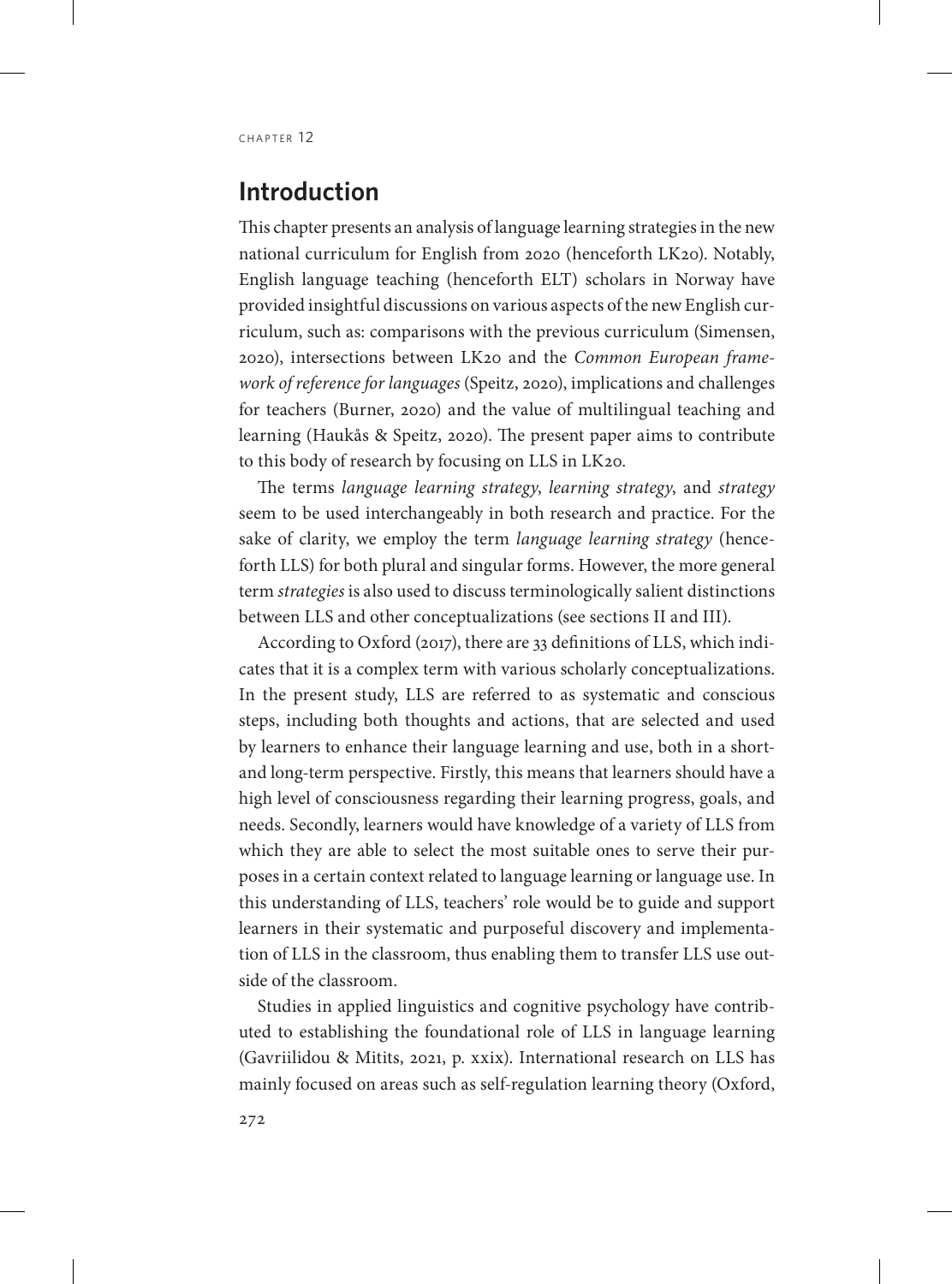## Introduction

This chapter presents an analysis of language learning strategies in the new national curriculum for English from 2020 (henceforth LK20). Notably, English language teaching (henceforth ELT) scholars in Norway have provided insightful discussions on various aspects of the new English curriculum, such as: comparisons with the previous curriculum (Simensen, 2020), intersections between LK20 and the *Common European framework of reference for languages* (Speitz, 2020), implications and challenges for teachers (Burner, 2020) and the value of multilingual teaching and learning (Haukås & Speitz, 2020). The present paper aims to contribute to this body of research by focusing on LLS in LK20.

The terms *language learning strategy*, *learning strategy*, and *strategy* seem to be used interchangeably in both research and practice. For the sake of clarity, we employ the term *language learning strategy* (henceforth LLS) for both plural and singular forms. However, the more general term *strategies* is also used to discuss terminologically salient distinctions between LLS and other conceptualizations (see sections II and III).

According to Oxford (2017), there are 33 definitions of LLS, which indicates that it is a complex term with various scholarly conceptualizations. In the present study, LLS are referred to as systematic and conscious steps, including both thoughts and actions, that are selected and used by learners to enhance their language learning and use, both in a short- and long-term perspective. Firstly, this means that learners should have a high level of consciousness regarding their learning progress, goals, and needs. Secondly, learners would have knowledge of a variety of LLS from which they are able to select the most suitable ones to serve their purposes in a certain context related to language learning or language use. In this understanding of LLS, teachers' role would be to guide and support learners in their systematic and purposeful discovery and implementation of LLS in the classroom, thus enabling them to transfer LLS use outside of the classroom.

Studies in applied linguistics and cognitive psychology have contributed to establishing the foundational role of LLS in language learning (Gavriilidou & Mitits, 2021, p. xxix). International research on LLS has mainly focused on areas such as self-regulation learning theory (Oxford,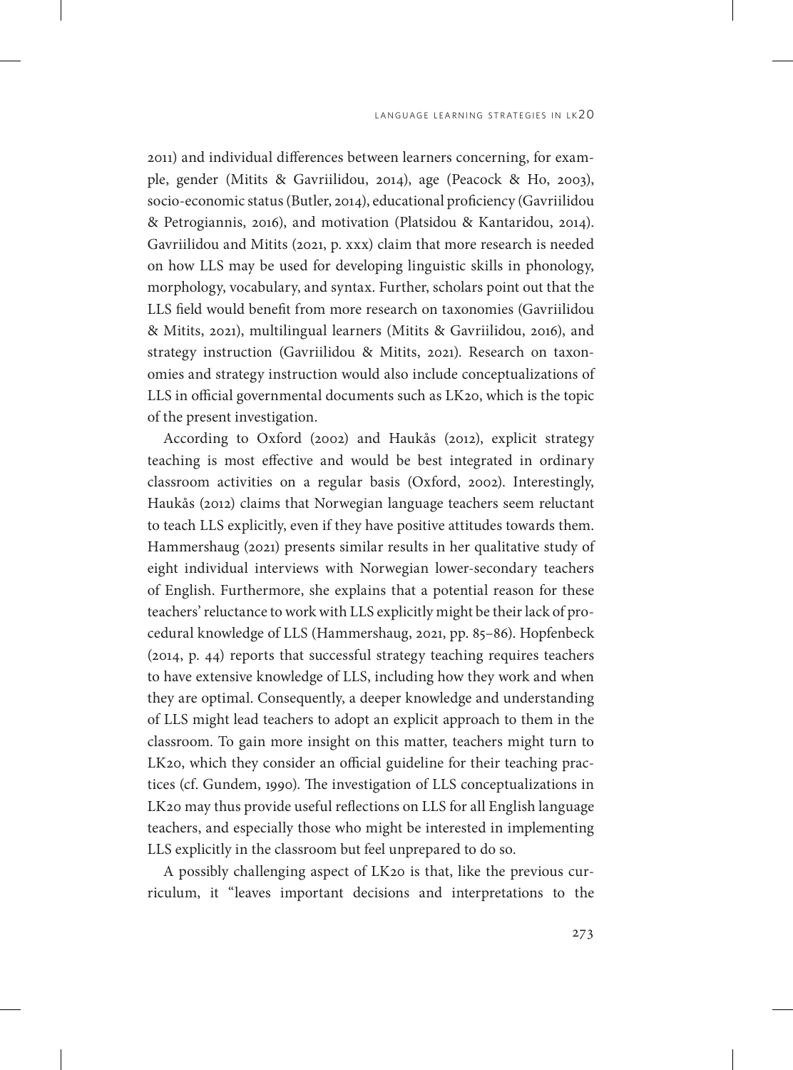2011) and individual differences between learners concerning, for example, gender (Mitits & Gavriilidou, 2014), age (Peacock & Ho, 2003), socio-economic status (Butler, 2014), educational proficiency (Gavriilidou & Petrogiannis, 2016), and motivation (Platsidou & Kantaridou, 2014). Gavriilidou and Mitits (2021, p. xxx) claim that more research is needed on how LLS may be used for developing linguistic skills in phonology, morphology, vocabulary, and syntax. Further, scholars point out that the LLS field would benefit from more research on taxonomies (Gavriilidou & Mitits, 2021), multilingual learners (Mitits & Gavriilidou, 2016), and strategy instruction (Gavriilidou & Mitits, 2021). Research on taxonomies and strategy instruction would also include conceptualizations of LLS in official governmental documents such as LK20, which is the topic of the present investigation.

According to Oxford (2002) and Haukås (2012), explicit strategy teaching is most effective and would be best integrated in ordinary classroom activities on a regular basis (Oxford, 2002). Interestingly, Haukås (2012) claims that Norwegian language teachers seem reluctant to teach LLS explicitly, even if they have positive attitudes towards them. Hammershaug (2021) presents similar results in her qualitative study of eight individual interviews with Norwegian lower-secondary teachers of English. Furthermore, she explains that a potential reason for these teachers' reluctance to work with LLS explicitly might be their lack of procedural knowledge of LLS (Hammershaug, 2021, pp. 85–86). Hopfenbeck (2014, p. 44) reports that successful strategy teaching requires teachers to have extensive knowledge of LLS, including how they work and when they are optimal. Consequently, a deeper knowledge and understanding of LLS might lead teachers to adopt an explicit approach to them in the classroom. To gain more insight on this matter, teachers might turn to LK20, which they consider an official guideline for their teaching practices (cf. Gundem, 1990). The investigation of LLS conceptualizations in LK20 may thus provide useful reflections on LLS for all English language teachers, and especially those who might be interested in implementing LLS explicitly in the classroom but feel unprepared to do so.

A possibly challenging aspect of LK20 is that, like the previous curriculum, it "leaves important decisions and interpretations to the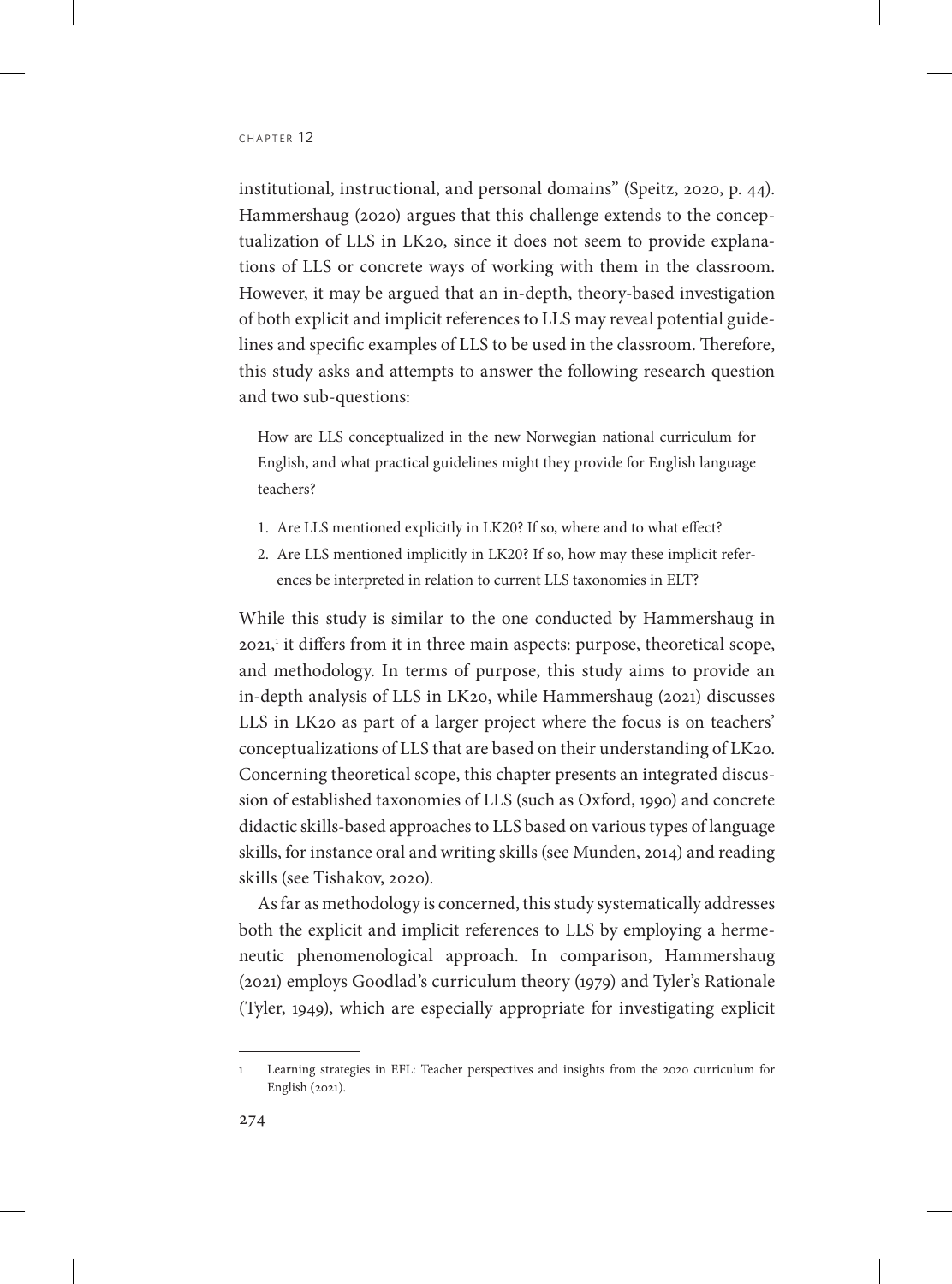institutional, instructional, and personal domains" (Speitz, 2020, p. 44). Hammershaug (2020) argues that this challenge extends to the conceptualization of LLS in LK20, since it does not seem to provide explanations of LLS or concrete ways of working with them in the classroom. However, it may be argued that an in-depth, theory-based investigation of both explicit and implicit references to LLS may reveal potential guidelines and specific examples of LLS to be used in the classroom. Therefore, this study asks and attempts to answer the following research question and two sub-questions:

> How are LLS conceptualized in the new Norwegian national curriculum for English, and what practical guidelines might they provide for English language teachers?
>
> 1. Are LLS mentioned explicitly in LK20? If so, where and to what effect?
> 2. Are LLS mentioned implicitly in LK20? If so, how may these implicit references be interpreted in relation to current LLS taxonomies in ELT?

While this study is similar to the one conducted by Hammershaug in 2021,[1] it differs from it in three main aspects: purpose, theoretical scope, and methodology. In terms of purpose, this study aims to provide an in-depth analysis of LLS in LK20, while Hammershaug (2021) discusses LLS in LK20 as part of a larger project where the focus is on teachers' conceptualizations of LLS that are based on their understanding of LK20. Concerning theoretical scope, this chapter presents an integrated discussion of established taxonomies of LLS (such as Oxford, 1990) and concrete didactic skills-based approaches to LLS based on various types of language skills, for instance oral and writing skills (see Munden, 2014) and reading skills (see Tishakov, 2020).

As far as methodology is concerned, this study systematically addresses both the explicit and implicit references to LLS by employing a hermeneutic phenomenological approach. In comparison, Hammershaug (2021) employs Goodlad's curriculum theory (1979) and Tyler's Rationale (Tyler, 1949), which are especially appropriate for investigating explicit

---

[1] Learning strategies in EFL: Teacher perspectives and insights from the 2020 curriculum for English (2021).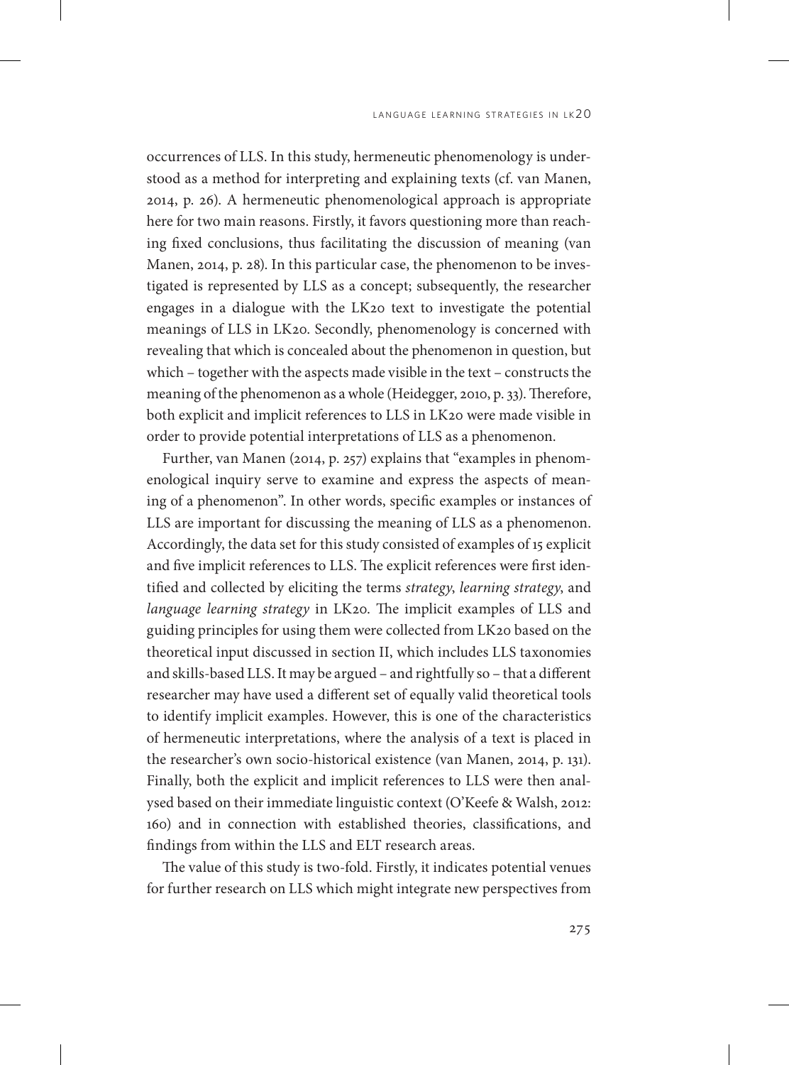occurrences of LLS. In this study, hermeneutic phenomenology is understood as a method for interpreting and explaining texts (cf. van Manen, 2014, p. 26). A hermeneutic phenomenological approach is appropriate here for two main reasons. Firstly, it favors questioning more than reaching fixed conclusions, thus facilitating the discussion of meaning (van Manen, 2014, p. 28). In this particular case, the phenomenon to be investigated is represented by LLS as a concept; subsequently, the researcher engages in a dialogue with the LK20 text to investigate the potential meanings of LLS in LK20. Secondly, phenomenology is concerned with revealing that which is concealed about the phenomenon in question, but which – together with the aspects made visible in the text – constructs the meaning of the phenomenon as a whole (Heidegger, 2010, p. 33). Therefore, both explicit and implicit references to LLS in LK20 were made visible in order to provide potential interpretations of LLS as a phenomenon.

Further, van Manen (2014, p. 257) explains that "examples in phenomenological inquiry serve to examine and express the aspects of meaning of a phenomenon". In other words, specific examples or instances of LLS are important for discussing the meaning of LLS as a phenomenon. Accordingly, the data set for this study consisted of examples of 15 explicit and five implicit references to LLS. The explicit references were first identified and collected by eliciting the terms *strategy*, *learning strategy*, and *language learning strategy* in LK20. The implicit examples of LLS and guiding principles for using them were collected from LK20 based on the theoretical input discussed in section II, which includes LLS taxonomies and skills-based LLS. It may be argued – and rightfully so – that a different researcher may have used a different set of equally valid theoretical tools to identify implicit examples. However, this is one of the characteristics of hermeneutic interpretations, where the analysis of a text is placed in the researcher's own socio-historical existence (van Manen, 2014, p. 131). Finally, both the explicit and implicit references to LLS were then analysed based on their immediate linguistic context (O'Keefe & Walsh, 2012: 160) and in connection with established theories, classifications, and findings from within the LLS and ELT research areas.

The value of this study is two-fold. Firstly, it indicates potential venues for further research on LLS which might integrate new perspectives from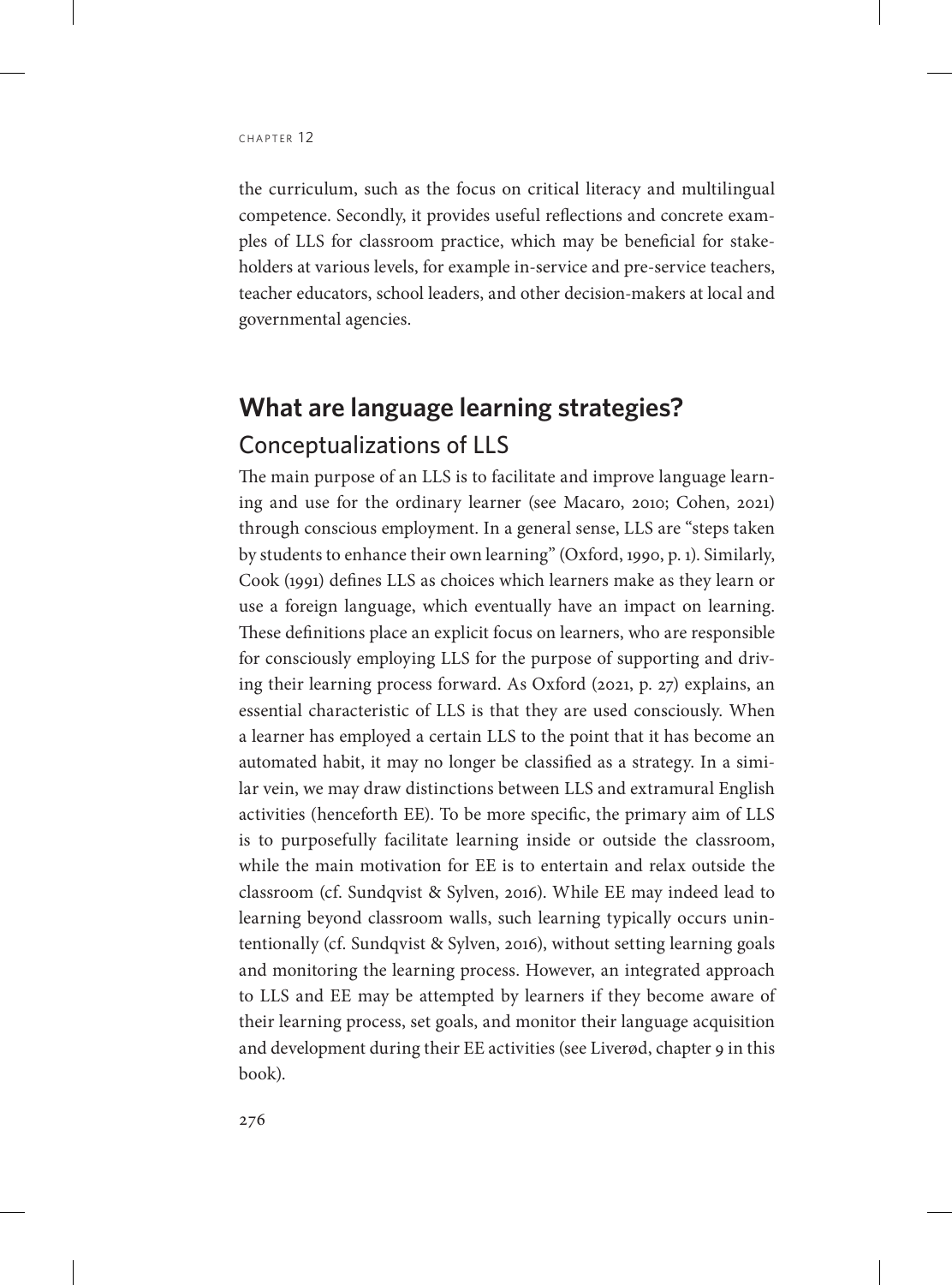the curriculum, such as the focus on critical literacy and multilingual competence. Secondly, it provides useful reflections and concrete examples of LLS for classroom practice, which may be beneficial for stakeholders at various levels, for example in-service and pre-service teachers, teacher educators, school leaders, and other decision-makers at local and governmental agencies.

## What are language learning strategies?

### Conceptualizations of LLS

The main purpose of an LLS is to facilitate and improve language learning and use for the ordinary learner (see Macaro, 2010; Cohen, 2021) through conscious employment. In a general sense, LLS are "steps taken by students to enhance their own learning" (Oxford, 1990, p. 1). Similarly, Cook (1991) defines LLS as choices which learners make as they learn or use a foreign language, which eventually have an impact on learning. These definitions place an explicit focus on learners, who are responsible for consciously employing LLS for the purpose of supporting and driving their learning process forward. As Oxford (2021, p. 27) explains, an essential characteristic of LLS is that they are used consciously. When a learner has employed a certain LLS to the point that it has become an automated habit, it may no longer be classified as a strategy. In a similar vein, we may draw distinctions between LLS and extramural English activities (henceforth EE). To be more specific, the primary aim of LLS is to purposefully facilitate learning inside or outside the classroom, while the main motivation for EE is to entertain and relax outside the classroom (cf. Sundqvist & Sylven, 2016). While EE may indeed lead to learning beyond classroom walls, such learning typically occurs unintentionally (cf. Sundqvist & Sylven, 2016), without setting learning goals and monitoring the learning process. However, an integrated approach to LLS and EE may be attempted by learners if they become aware of their learning process, set goals, and monitor their language acquisition and development during their EE activities (see Liverød, chapter 9 in this book).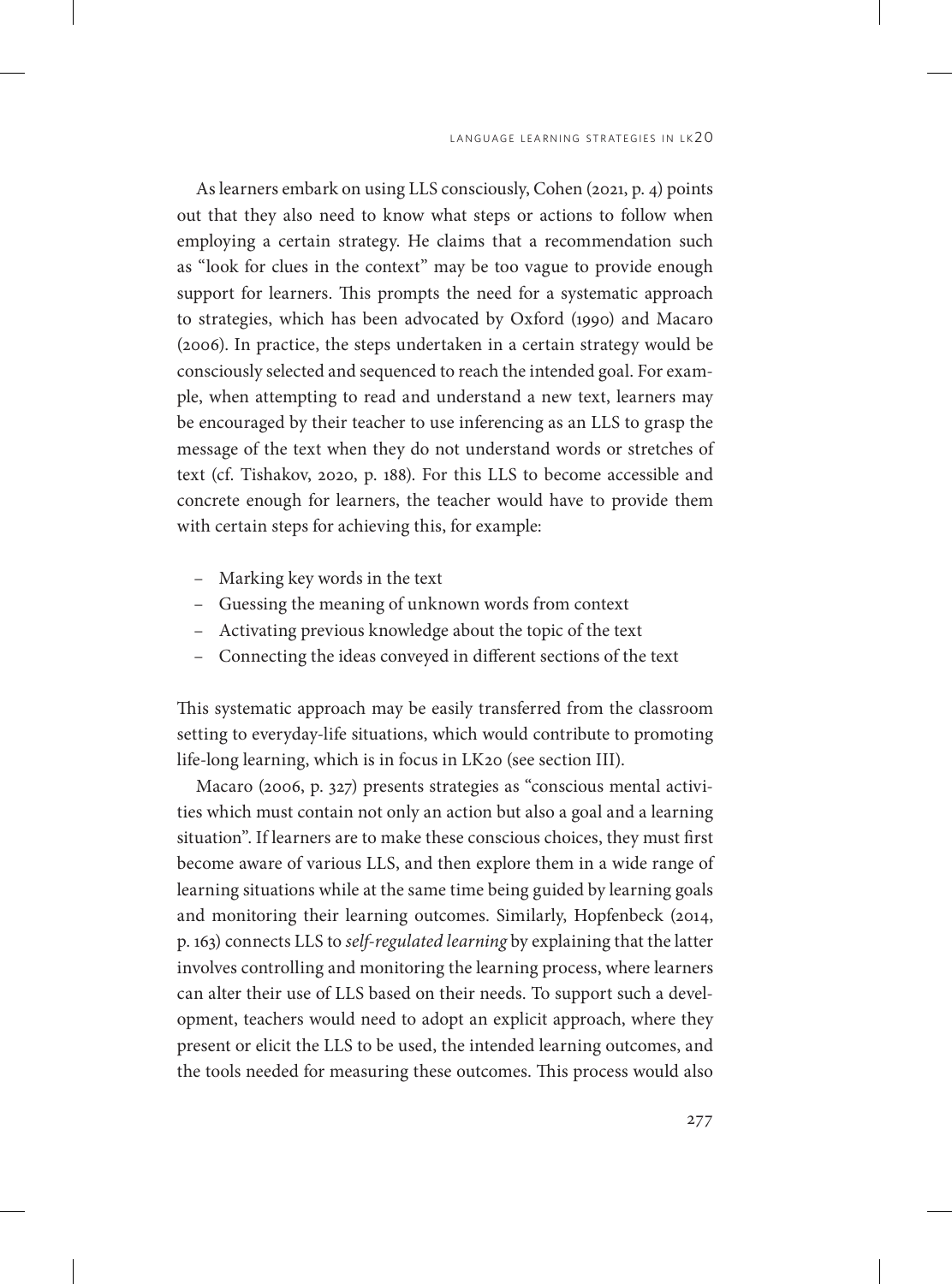As learners embark on using LLS consciously, Cohen (2021, p. 4) points out that they also need to know what steps or actions to follow when employing a certain strategy. He claims that a recommendation such as "look for clues in the context" may be too vague to provide enough support for learners. This prompts the need for a systematic approach to strategies, which has been advocated by Oxford (1990) and Macaro (2006). In practice, the steps undertaken in a certain strategy would be consciously selected and sequenced to reach the intended goal. For example, when attempting to read and understand a new text, learners may be encouraged by their teacher to use inferencing as an LLS to grasp the message of the text when they do not understand words or stretches of text (cf. Tishakov, 2020, p. 188). For this LLS to become accessible and concrete enough for learners, the teacher would have to provide them with certain steps for achieving this, for example:

- Marking key words in the text
- Guessing the meaning of unknown words from context
- Activating previous knowledge about the topic of the text
- Connecting the ideas conveyed in different sections of the text

This systematic approach may be easily transferred from the classroom setting to everyday-life situations, which would contribute to promoting life-long learning, which is in focus in LK20 (see section III).

Macaro (2006, p. 327) presents strategies as "conscious mental activities which must contain not only an action but also a goal and a learning situation". If learners are to make these conscious choices, they must first become aware of various LLS, and then explore them in a wide range of learning situations while at the same time being guided by learning goals and monitoring their learning outcomes. Similarly, Hopfenbeck (2014, p. 163) connects LLS to *self-regulated learning* by explaining that the latter involves controlling and monitoring the learning process, where learners can alter their use of LLS based on their needs. To support such a development, teachers would need to adopt an explicit approach, where they present or elicit the LLS to be used, the intended learning outcomes, and the tools needed for measuring these outcomes. This process would also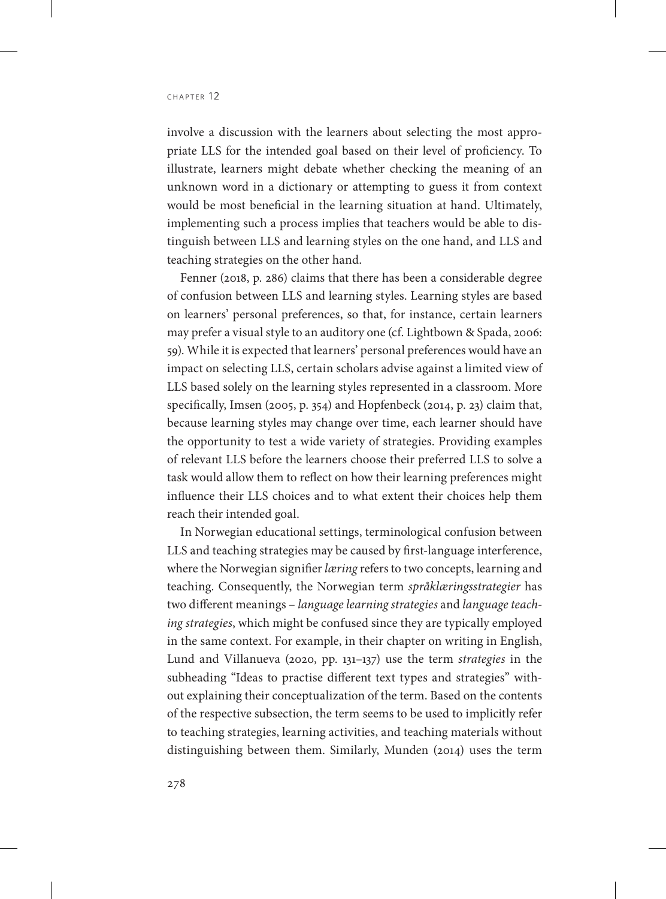involve a discussion with the learners about selecting the most appropriate LLS for the intended goal based on their level of proficiency. To illustrate, learners might debate whether checking the meaning of an unknown word in a dictionary or attempting to guess it from context would be most beneficial in the learning situation at hand. Ultimately, implementing such a process implies that teachers would be able to distinguish between LLS and learning styles on the one hand, and LLS and teaching strategies on the other hand.

Fenner (2018, p. 286) claims that there has been a considerable degree of confusion between LLS and learning styles. Learning styles are based on learners' personal preferences, so that, for instance, certain learners may prefer a visual style to an auditory one (cf. Lightbown & Spada, 2006: 59). While it is expected that learners' personal preferences would have an impact on selecting LLS, certain scholars advise against a limited view of LLS based solely on the learning styles represented in a classroom. More specifically, Imsen (2005, p. 354) and Hopfenbeck (2014, p. 23) claim that, because learning styles may change over time, each learner should have the opportunity to test a wide variety of strategies. Providing examples of relevant LLS before the learners choose their preferred LLS to solve a task would allow them to reflect on how their learning preferences might influence their LLS choices and to what extent their choices help them reach their intended goal.

In Norwegian educational settings, terminological confusion between LLS and teaching strategies may be caused by first-language interference, where the Norwegian signifier *læring* refers to two concepts, learning and teaching. Consequently, the Norwegian term *språklæringsstrategier* has two different meanings – *language learning strategies* and *language teaching strategies*, which might be confused since they are typically employed in the same context. For example, in their chapter on writing in English, Lund and Villanueva (2020, pp. 131–137) use the term *strategies* in the subheading "Ideas to practise different text types and strategies" without explaining their conceptualization of the term. Based on the contents of the respective subsection, the term seems to be used to implicitly refer to teaching strategies, learning activities, and teaching materials without distinguishing between them. Similarly, Munden (2014) uses the term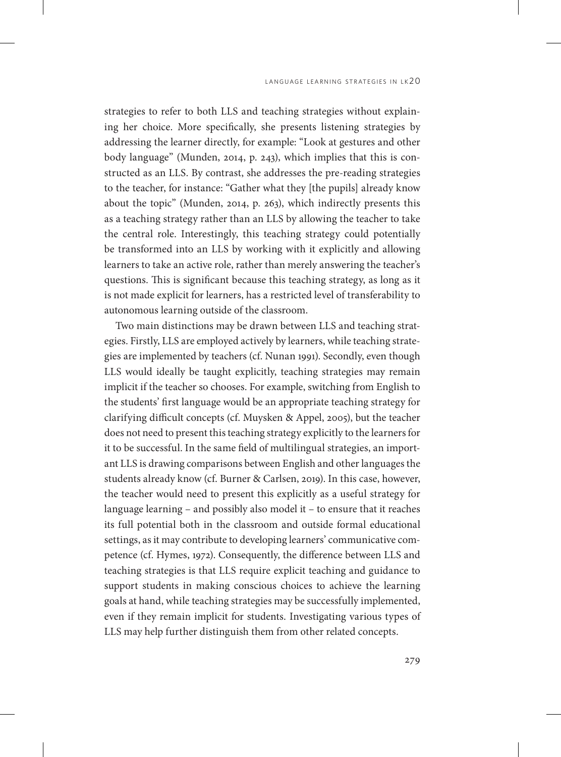strategies to refer to both LLS and teaching strategies without explaining her choice. More specifically, she presents listening strategies by addressing the learner directly, for example: "Look at gestures and other body language" (Munden, 2014, p. 243), which implies that this is constructed as an LLS. By contrast, she addresses the pre-reading strategies to the teacher, for instance: "Gather what they [the pupils] already know about the topic" (Munden, 2014, p. 263), which indirectly presents this as a teaching strategy rather than an LLS by allowing the teacher to take the central role. Interestingly, this teaching strategy could potentially be transformed into an LLS by working with it explicitly and allowing learners to take an active role, rather than merely answering the teacher's questions. This is significant because this teaching strategy, as long as it is not made explicit for learners, has a restricted level of transferability to autonomous learning outside of the classroom.

Two main distinctions may be drawn between LLS and teaching strategies. Firstly, LLS are employed actively by learners, while teaching strategies are implemented by teachers (cf. Nunan 1991). Secondly, even though LLS would ideally be taught explicitly, teaching strategies may remain implicit if the teacher so chooses. For example, switching from English to the students' first language would be an appropriate teaching strategy for clarifying difficult concepts (cf. Muysken & Appel, 2005), but the teacher does not need to present this teaching strategy explicitly to the learners for it to be successful. In the same field of multilingual strategies, an important LLS is drawing comparisons between English and other languages the students already know (cf. Burner & Carlsen, 2019). In this case, however, the teacher would need to present this explicitly as a useful strategy for language learning – and possibly also model it – to ensure that it reaches its full potential both in the classroom and outside formal educational settings, as it may contribute to developing learners' communicative competence (cf. Hymes, 1972). Consequently, the difference between LLS and teaching strategies is that LLS require explicit teaching and guidance to support students in making conscious choices to achieve the learning goals at hand, while teaching strategies may be successfully implemented, even if they remain implicit for students. Investigating various types of LLS may help further distinguish them from other related concepts.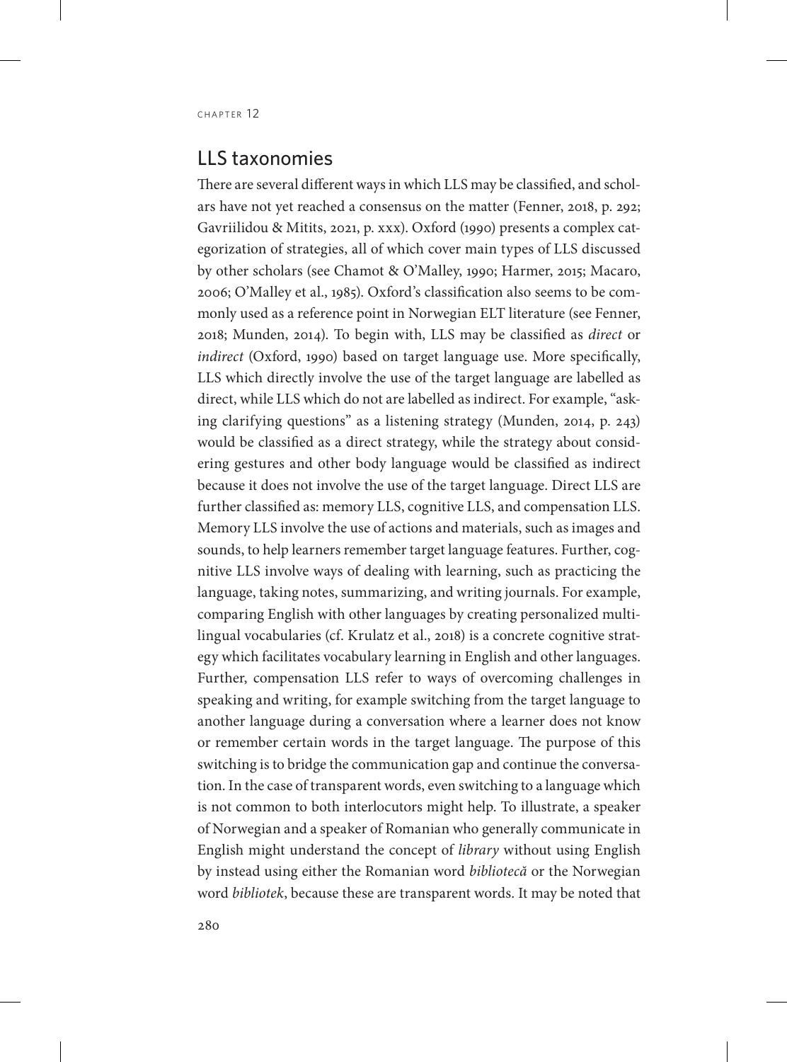## LLS taxonomies

There are several different ways in which LLS may be classified, and scholars have not yet reached a consensus on the matter (Fenner, 2018, p. 292; Gavriilidou & Mitits, 2021, p. xxx). Oxford (1990) presents a complex categorization of strategies, all of which cover main types of LLS discussed by other scholars (see Chamot & O'Malley, 1990; Harmer, 2015; Macaro, 2006; O'Malley et al., 1985). Oxford's classification also seems to be commonly used as a reference point in Norwegian ELT literature (see Fenner, 2018; Munden, 2014). To begin with, LLS may be classified as *direct* or *indirect* (Oxford, 1990) based on target language use. More specifically, LLS which directly involve the use of the target language are labelled as direct, while LLS which do not are labelled as indirect. For example, "asking clarifying questions" as a listening strategy (Munden, 2014, p. 243) would be classified as a direct strategy, while the strategy about considering gestures and other body language would be classified as indirect because it does not involve the use of the target language. Direct LLS are further classified as: memory LLS, cognitive LLS, and compensation LLS. Memory LLS involve the use of actions and materials, such as images and sounds, to help learners remember target language features. Further, cognitive LLS involve ways of dealing with learning, such as practicing the language, taking notes, summarizing, and writing journals. For example, comparing English with other languages by creating personalized multilingual vocabularies (cf. Krulatz et al., 2018) is a concrete cognitive strategy which facilitates vocabulary learning in English and other languages. Further, compensation LLS refer to ways of overcoming challenges in speaking and writing, for example switching from the target language to another language during a conversation where a learner does not know or remember certain words in the target language. The purpose of this switching is to bridge the communication gap and continue the conversation. In the case of transparent words, even switching to a language which is not common to both interlocutors might help. To illustrate, a speaker of Norwegian and a speaker of Romanian who generally communicate in English might understand the concept of *library* without using English by instead using either the Romanian word *bibliotecă* or the Norwegian word *bibliotek*, because these are transparent words. It may be noted that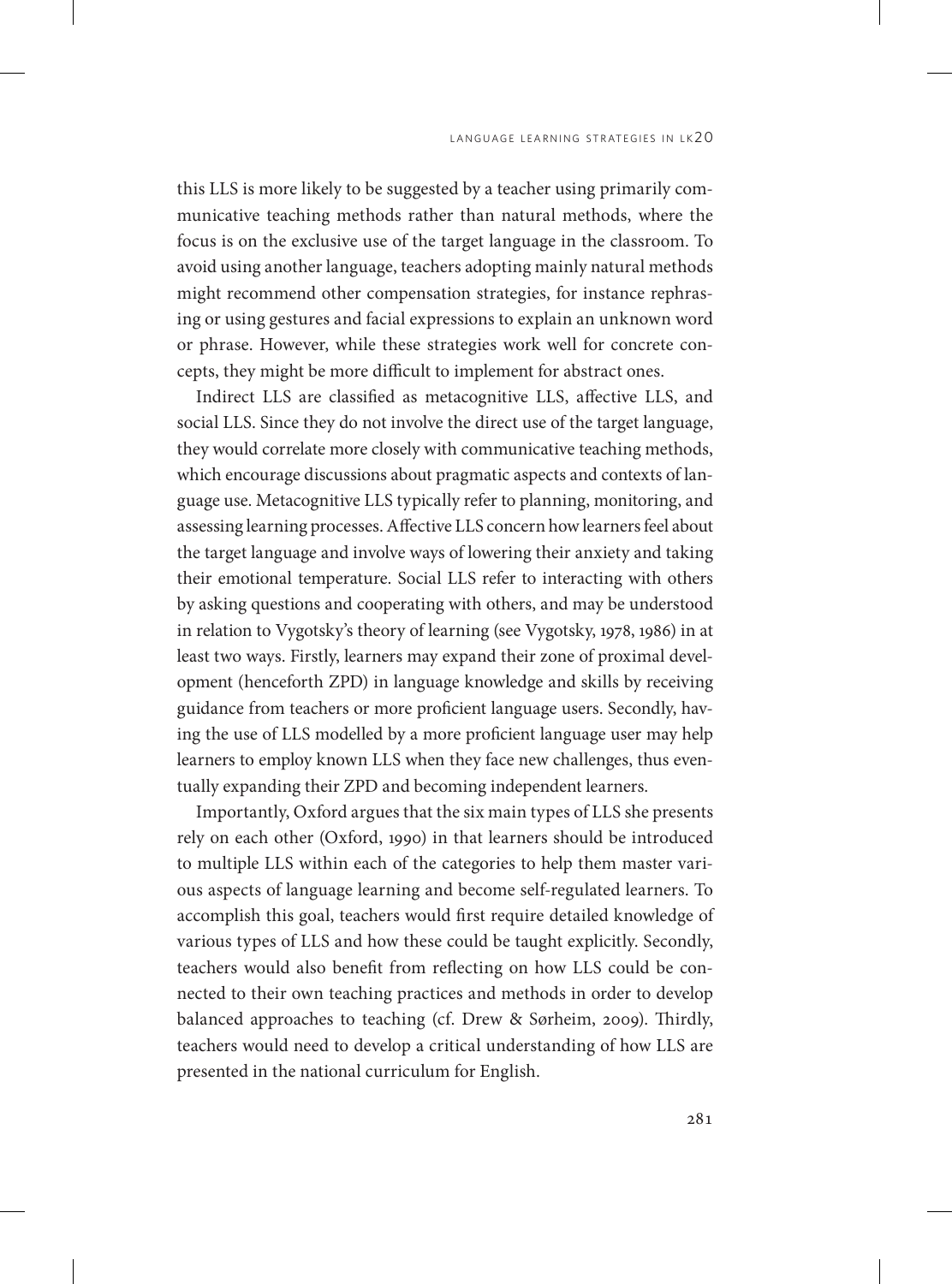this LLS is more likely to be suggested by a teacher using primarily communicative teaching methods rather than natural methods, where the focus is on the exclusive use of the target language in the classroom. To avoid using another language, teachers adopting mainly natural methods might recommend other compensation strategies, for instance rephrasing or using gestures and facial expressions to explain an unknown word or phrase. However, while these strategies work well for concrete concepts, they might be more difficult to implement for abstract ones.

Indirect LLS are classified as metacognitive LLS, affective LLS, and social LLS. Since they do not involve the direct use of the target language, they would correlate more closely with communicative teaching methods, which encourage discussions about pragmatic aspects and contexts of language use. Metacognitive LLS typically refer to planning, monitoring, and assessing learning processes. Affective LLS concern how learners feel about the target language and involve ways of lowering their anxiety and taking their emotional temperature. Social LLS refer to interacting with others by asking questions and cooperating with others, and may be understood in relation to Vygotsky's theory of learning (see Vygotsky, 1978, 1986) in at least two ways. Firstly, learners may expand their zone of proximal development (henceforth ZPD) in language knowledge and skills by receiving guidance from teachers or more proficient language users. Secondly, having the use of LLS modelled by a more proficient language user may help learners to employ known LLS when they face new challenges, thus eventually expanding their ZPD and becoming independent learners.

Importantly, Oxford argues that the six main types of LLS she presents rely on each other (Oxford, 1990) in that learners should be introduced to multiple LLS within each of the categories to help them master various aspects of language learning and become self-regulated learners. To accomplish this goal, teachers would first require detailed knowledge of various types of LLS and how these could be taught explicitly. Secondly, teachers would also benefit from reflecting on how LLS could be connected to their own teaching practices and methods in order to develop balanced approaches to teaching (cf. Drew & Sørheim, 2009). Thirdly, teachers would need to develop a critical understanding of how LLS are presented in the national curriculum for English.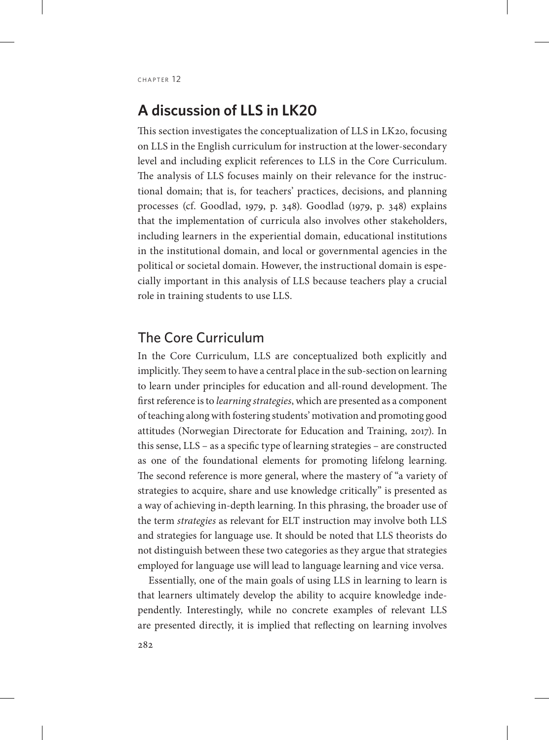## A discussion of LLS in LK20

This section investigates the conceptualization of LLS in LK20, focusing on LLS in the English curriculum for instruction at the lower-secondary level and including explicit references to LLS in the Core Curriculum. The analysis of LLS focuses mainly on their relevance for the instructional domain; that is, for teachers' practices, decisions, and planning processes (cf. Goodlad, 1979, p. 348). Goodlad (1979, p. 348) explains that the implementation of curricula also involves other stakeholders, including learners in the experiential domain, educational institutions in the institutional domain, and local or governmental agencies in the political or societal domain. However, the instructional domain is especially important in this analysis of LLS because teachers play a crucial role in training students to use LLS.

### The Core Curriculum

In the Core Curriculum, LLS are conceptualized both explicitly and implicitly. They seem to have a central place in the sub-section on learning to learn under principles for education and all-round development. The first reference is to *learning strategies*, which are presented as a component of teaching along with fostering students' motivation and promoting good attitudes (Norwegian Directorate for Education and Training, 2017). In this sense, LLS – as a specific type of learning strategies – are constructed as one of the foundational elements for promoting lifelong learning. The second reference is more general, where the mastery of "a variety of strategies to acquire, share and use knowledge critically" is presented as a way of achieving in-depth learning. In this phrasing, the broader use of the term *strategies* as relevant for ELT instruction may involve both LLS and strategies for language use. It should be noted that LLS theorists do not distinguish between these two categories as they argue that strategies employed for language use will lead to language learning and vice versa.

Essentially, one of the main goals of using LLS in learning to learn is that learners ultimately develop the ability to acquire knowledge independently. Interestingly, while no concrete examples of relevant LLS are presented directly, it is implied that reflecting on learning involves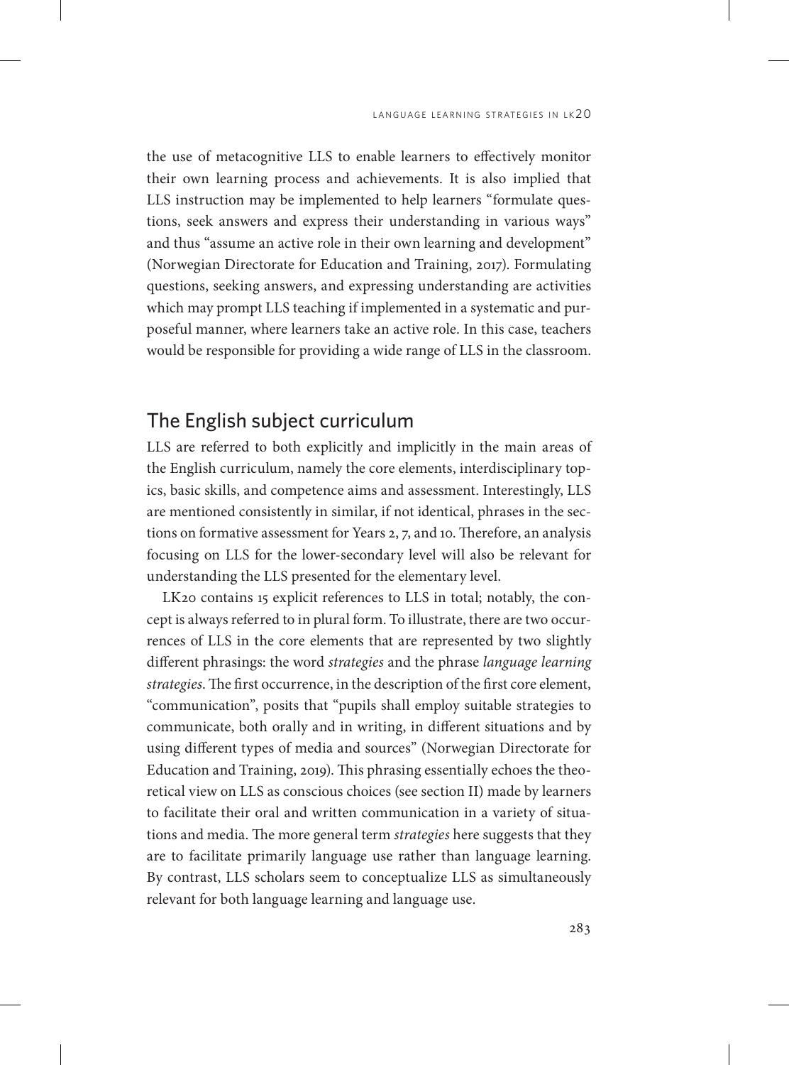the use of metacognitive LLS to enable learners to effectively monitor their own learning process and achievements. It is also implied that LLS instruction may be implemented to help learners "formulate questions, seek answers and express their understanding in various ways" and thus "assume an active role in their own learning and development" (Norwegian Directorate for Education and Training, 2017). Formulating questions, seeking answers, and expressing understanding are activities which may prompt LLS teaching if implemented in a systematic and purposeful manner, where learners take an active role. In this case, teachers would be responsible for providing a wide range of LLS in the classroom.

## The English subject curriculum

LLS are referred to both explicitly and implicitly in the main areas of the English curriculum, namely the core elements, interdisciplinary topics, basic skills, and competence aims and assessment. Interestingly, LLS are mentioned consistently in similar, if not identical, phrases in the sections on formative assessment for Years 2, 7, and 10. Therefore, an analysis focusing on LLS for the lower-secondary level will also be relevant for understanding the LLS presented for the elementary level.

LK20 contains 15 explicit references to LLS in total; notably, the concept is always referred to in plural form. To illustrate, there are two occurrences of LLS in the core elements that are represented by two slightly different phrasings: the word *strategies* and the phrase *language learning strategies*. The first occurrence, in the description of the first core element, "communication", posits that "pupils shall employ suitable strategies to communicate, both orally and in writing, in different situations and by using different types of media and sources" (Norwegian Directorate for Education and Training, 2019). This phrasing essentially echoes the theoretical view on LLS as conscious choices (see section II) made by learners to facilitate their oral and written communication in a variety of situations and media. The more general term *strategies* here suggests that they are to facilitate primarily language use rather than language learning. By contrast, LLS scholars seem to conceptualize LLS as simultaneously relevant for both language learning and language use.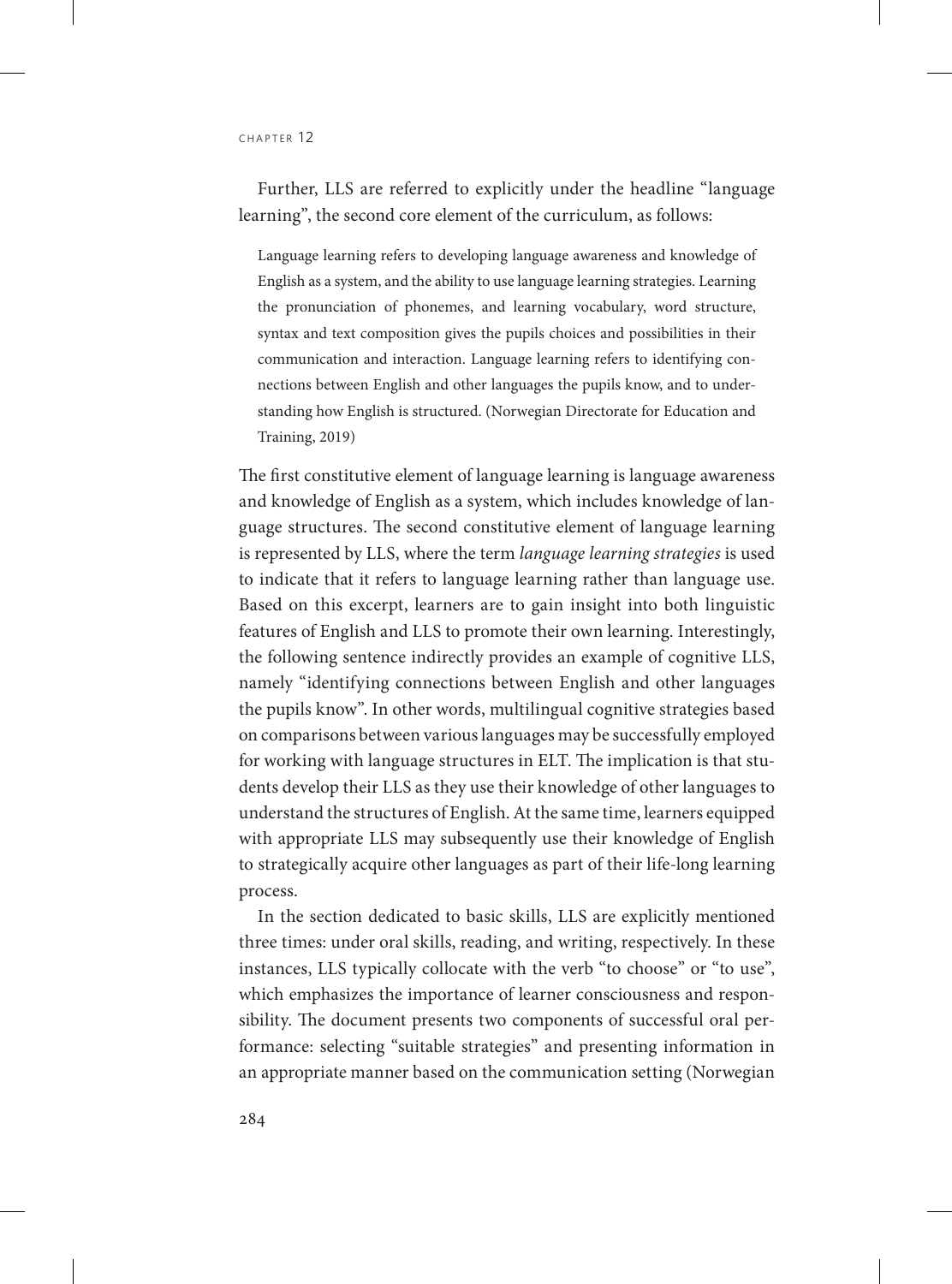Further, LLS are referred to explicitly under the headline "language learning", the second core element of the curriculum, as follows:

> Language learning refers to developing language awareness and knowledge of English as a system, and the ability to use language learning strategies. Learning the pronunciation of phonemes, and learning vocabulary, word structure, syntax and text composition gives the pupils choices and possibilities in their communication and interaction. Language learning refers to identifying connections between English and other languages the pupils know, and to understanding how English is structured. (Norwegian Directorate for Education and Training, 2019)

The first constitutive element of language learning is language awareness and knowledge of English as a system, which includes knowledge of language structures. The second constitutive element of language learning is represented by LLS, where the term *language learning strategies* is used to indicate that it refers to language learning rather than language use. Based on this excerpt, learners are to gain insight into both linguistic features of English and LLS to promote their own learning. Interestingly, the following sentence indirectly provides an example of cognitive LLS, namely "identifying connections between English and other languages the pupils know". In other words, multilingual cognitive strategies based on comparisons between various languages may be successfully employed for working with language structures in ELT. The implication is that students develop their LLS as they use their knowledge of other languages to understand the structures of English. At the same time, learners equipped with appropriate LLS may subsequently use their knowledge of English to strategically acquire other languages as part of their life-long learning process.

In the section dedicated to basic skills, LLS are explicitly mentioned three times: under oral skills, reading, and writing, respectively. In these instances, LLS typically collocate with the verb "to choose" or "to use", which emphasizes the importance of learner consciousness and responsibility. The document presents two components of successful oral performance: selecting "suitable strategies" and presenting information in an appropriate manner based on the communication setting (Norwegian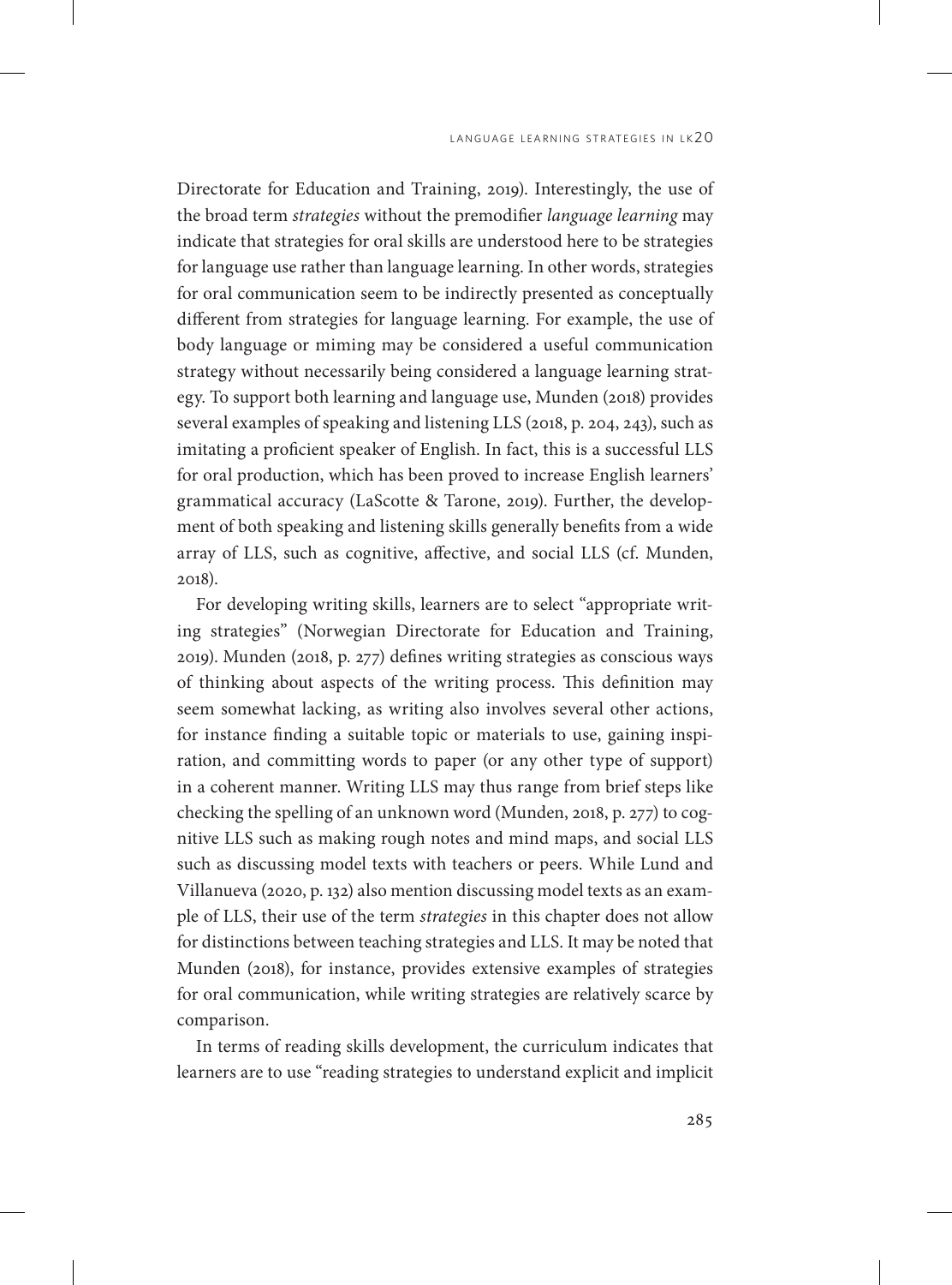Directorate for Education and Training, 2019). Interestingly, the use of the broad term *strategies* without the premodifier *language learning* may indicate that strategies for oral skills are understood here to be strategies for language use rather than language learning. In other words, strategies for oral communication seem to be indirectly presented as conceptually different from strategies for language learning. For example, the use of body language or miming may be considered a useful communication strategy without necessarily being considered a language learning strategy. To support both learning and language use, Munden (2018) provides several examples of speaking and listening LLS (2018, p. 204, 243), such as imitating a proficient speaker of English. In fact, this is a successful LLS for oral production, which has been proved to increase English learners' grammatical accuracy (LaScotte & Tarone, 2019). Further, the development of both speaking and listening skills generally benefits from a wide array of LLS, such as cognitive, affective, and social LLS (cf. Munden, 2018).

For developing writing skills, learners are to select "appropriate writing strategies" (Norwegian Directorate for Education and Training, 2019). Munden (2018, p. 277) defines writing strategies as conscious ways of thinking about aspects of the writing process. This definition may seem somewhat lacking, as writing also involves several other actions, for instance finding a suitable topic or materials to use, gaining inspiration, and committing words to paper (or any other type of support) in a coherent manner. Writing LLS may thus range from brief steps like checking the spelling of an unknown word (Munden, 2018, p. 277) to cognitive LLS such as making rough notes and mind maps, and social LLS such as discussing model texts with teachers or peers. While Lund and Villanueva (2020, p. 132) also mention discussing model texts as an example of LLS, their use of the term *strategies* in this chapter does not allow for distinctions between teaching strategies and LLS. It may be noted that Munden (2018), for instance, provides extensive examples of strategies for oral communication, while writing strategies are relatively scarce by comparison.

In terms of reading skills development, the curriculum indicates that learners are to use "reading strategies to understand explicit and implicit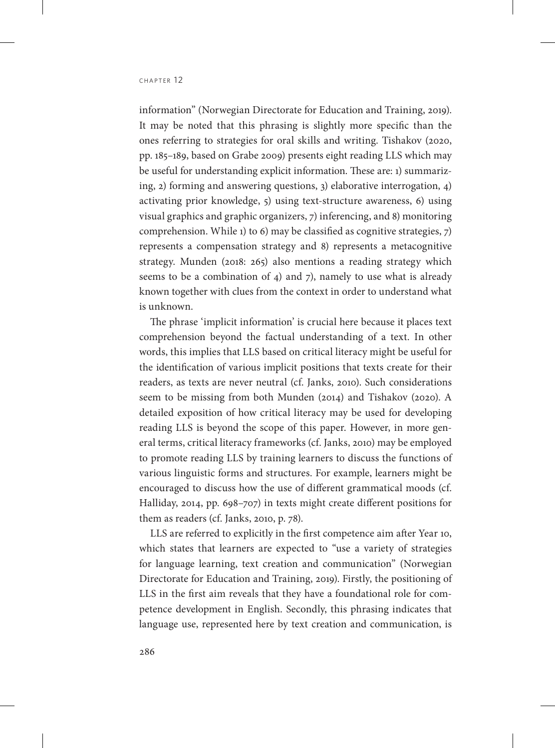information" (Norwegian Directorate for Education and Training, 2019). It may be noted that this phrasing is slightly more specific than the ones referring to strategies for oral skills and writing. Tishakov (2020, pp. 185–189, based on Grabe 2009) presents eight reading LLS which may be useful for understanding explicit information. These are: 1) summarizing, 2) forming and answering questions, 3) elaborative interrogation, 4) activating prior knowledge, 5) using text-structure awareness, 6) using visual graphics and graphic organizers, 7) inferencing, and 8) monitoring comprehension. While 1) to 6) may be classified as cognitive strategies, 7) represents a compensation strategy and 8) represents a metacognitive strategy. Munden (2018: 265) also mentions a reading strategy which seems to be a combination of 4) and 7), namely to use what is already known together with clues from the context in order to understand what is unknown.

The phrase 'implicit information' is crucial here because it places text comprehension beyond the factual understanding of a text. In other words, this implies that LLS based on critical literacy might be useful for the identification of various implicit positions that texts create for their readers, as texts are never neutral (cf. Janks, 2010). Such considerations seem to be missing from both Munden (2014) and Tishakov (2020). A detailed exposition of how critical literacy may be used for developing reading LLS is beyond the scope of this paper. However, in more general terms, critical literacy frameworks (cf. Janks, 2010) may be employed to promote reading LLS by training learners to discuss the functions of various linguistic forms and structures. For example, learners might be encouraged to discuss how the use of different grammatical moods (cf. Halliday, 2014, pp. 698–707) in texts might create different positions for them as readers (cf. Janks, 2010, p. 78).

LLS are referred to explicitly in the first competence aim after Year 10, which states that learners are expected to "use a variety of strategies for language learning, text creation and communication" (Norwegian Directorate for Education and Training, 2019). Firstly, the positioning of LLS in the first aim reveals that they have a foundational role for competence development in English. Secondly, this phrasing indicates that language use, represented here by text creation and communication, is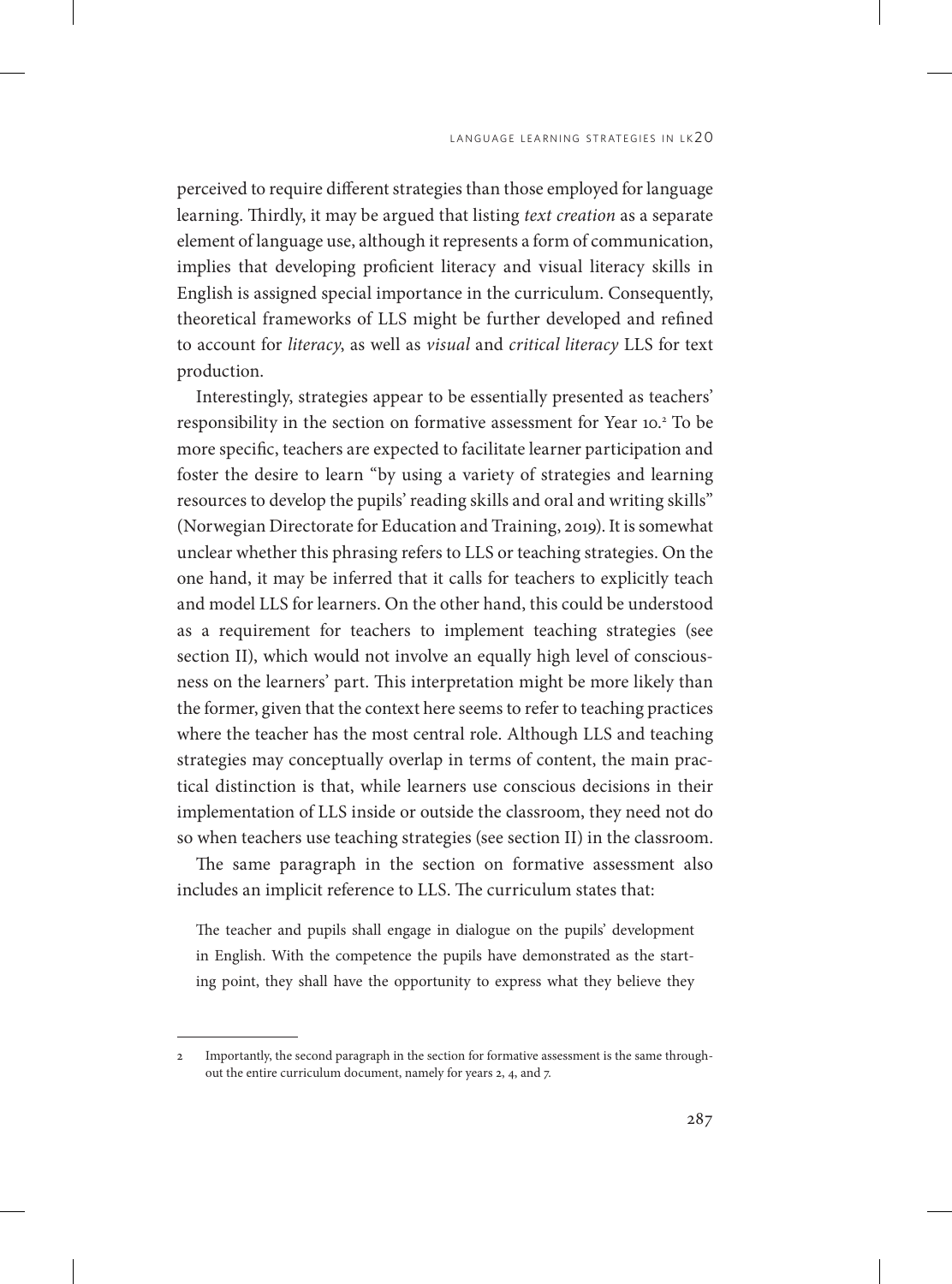perceived to require different strategies than those employed for language learning. Thirdly, it may be argued that listing *text creation* as a separate element of language use, although it represents a form of communication, implies that developing proficient literacy and visual literacy skills in English is assigned special importance in the curriculum. Consequently, theoretical frameworks of LLS might be further developed and refined to account for *literacy*, as well as *visual* and *critical literacy* LLS for text production.

Interestingly, strategies appear to be essentially presented as teachers' responsibility in the section on formative assessment for Year 10.[2] To be more specific, teachers are expected to facilitate learner participation and foster the desire to learn "by using a variety of strategies and learning resources to develop the pupils' reading skills and oral and writing skills" (Norwegian Directorate for Education and Training, 2019). It is somewhat unclear whether this phrasing refers to LLS or teaching strategies. On the one hand, it may be inferred that it calls for teachers to explicitly teach and model LLS for learners. On the other hand, this could be understood as a requirement for teachers to implement teaching strategies (see section II), which would not involve an equally high level of consciousness on the learners' part. This interpretation might be more likely than the former, given that the context here seems to refer to teaching practices where the teacher has the most central role. Although LLS and teaching strategies may conceptually overlap in terms of content, the main practical distinction is that, while learners use conscious decisions in their implementation of LLS inside or outside the classroom, they need not do so when teachers use teaching strategies (see section II) in the classroom.

The same paragraph in the section on formative assessment also includes an implicit reference to LLS. The curriculum states that:

> The teacher and pupils shall engage in dialogue on the pupils' development in English. With the competence the pupils have demonstrated as the starting point, they shall have the opportunity to express what they believe they

---

2 Importantly, the second paragraph in the section for formative assessment is the same throughout the entire curriculum document, namely for years 2, 4, and 7.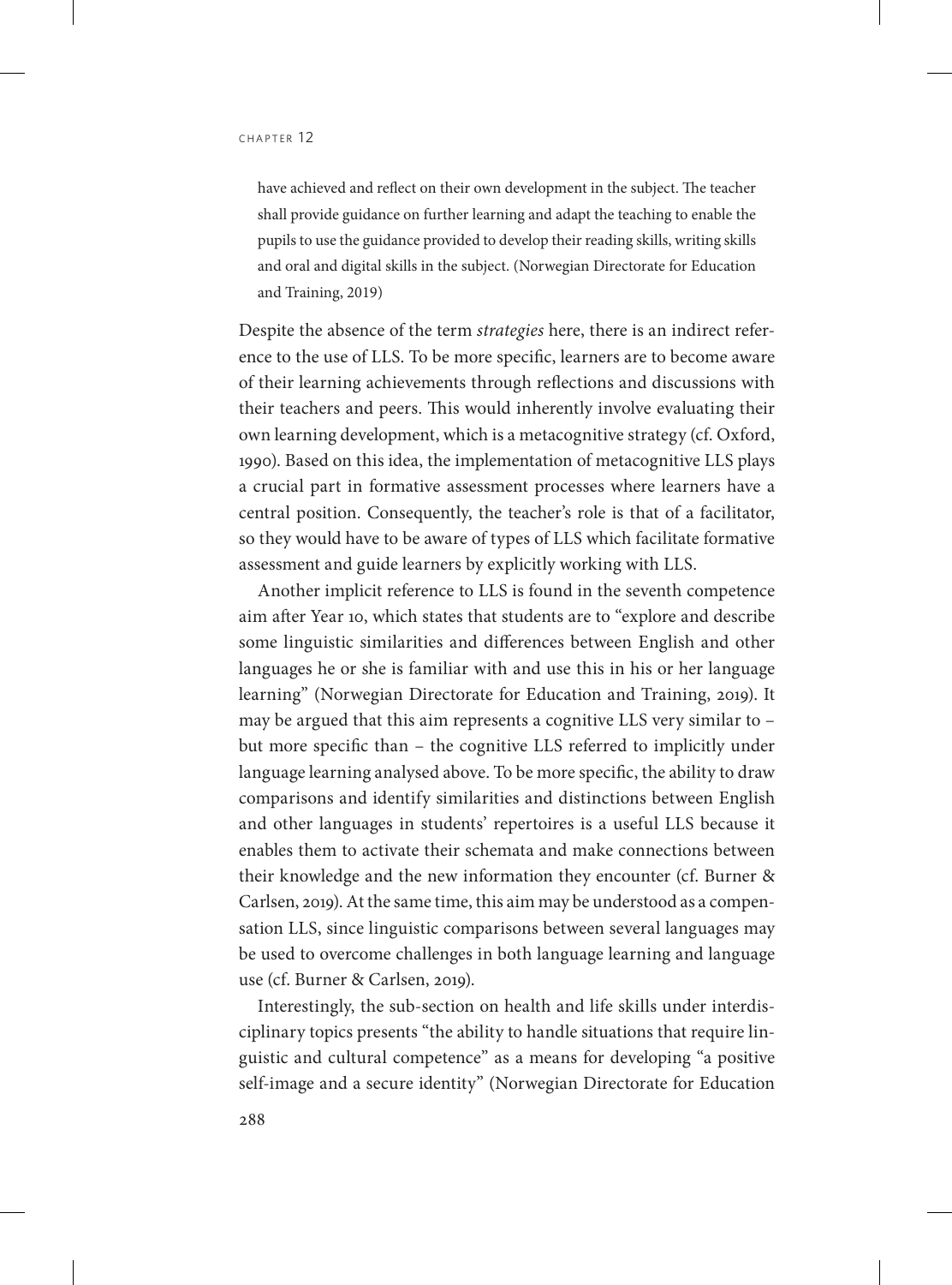> have achieved and reflect on their own development in the subject. The teacher shall provide guidance on further learning and adapt the teaching to enable the pupils to use the guidance provided to develop their reading skills, writing skills and oral and digital skills in the subject. (Norwegian Directorate for Education and Training, 2019)

Despite the absence of the term *strategies* here, there is an indirect reference to the use of LLS. To be more specific, learners are to become aware of their learning achievements through reflections and discussions with their teachers and peers. This would inherently involve evaluating their own learning development, which is a metacognitive strategy (cf. Oxford, 1990). Based on this idea, the implementation of metacognitive LLS plays a crucial part in formative assessment processes where learners have a central position. Consequently, the teacher's role is that of a facilitator, so they would have to be aware of types of LLS which facilitate formative assessment and guide learners by explicitly working with LLS.

Another implicit reference to LLS is found in the seventh competence aim after Year 10, which states that students are to "explore and describe some linguistic similarities and differences between English and other languages he or she is familiar with and use this in his or her language learning" (Norwegian Directorate for Education and Training, 2019). It may be argued that this aim represents a cognitive LLS very similar to – but more specific than – the cognitive LLS referred to implicitly under language learning analysed above. To be more specific, the ability to draw comparisons and identify similarities and distinctions between English and other languages in students' repertoires is a useful LLS because it enables them to activate their schemata and make connections between their knowledge and the new information they encounter (cf. Burner & Carlsen, 2019). At the same time, this aim may be understood as a compensation LLS, since linguistic comparisons between several languages may be used to overcome challenges in both language learning and language use (cf. Burner & Carlsen, 2019).

Interestingly, the sub-section on health and life skills under interdisciplinary topics presents "the ability to handle situations that require linguistic and cultural competence" as a means for developing "a positive self-image and a secure identity" (Norwegian Directorate for Education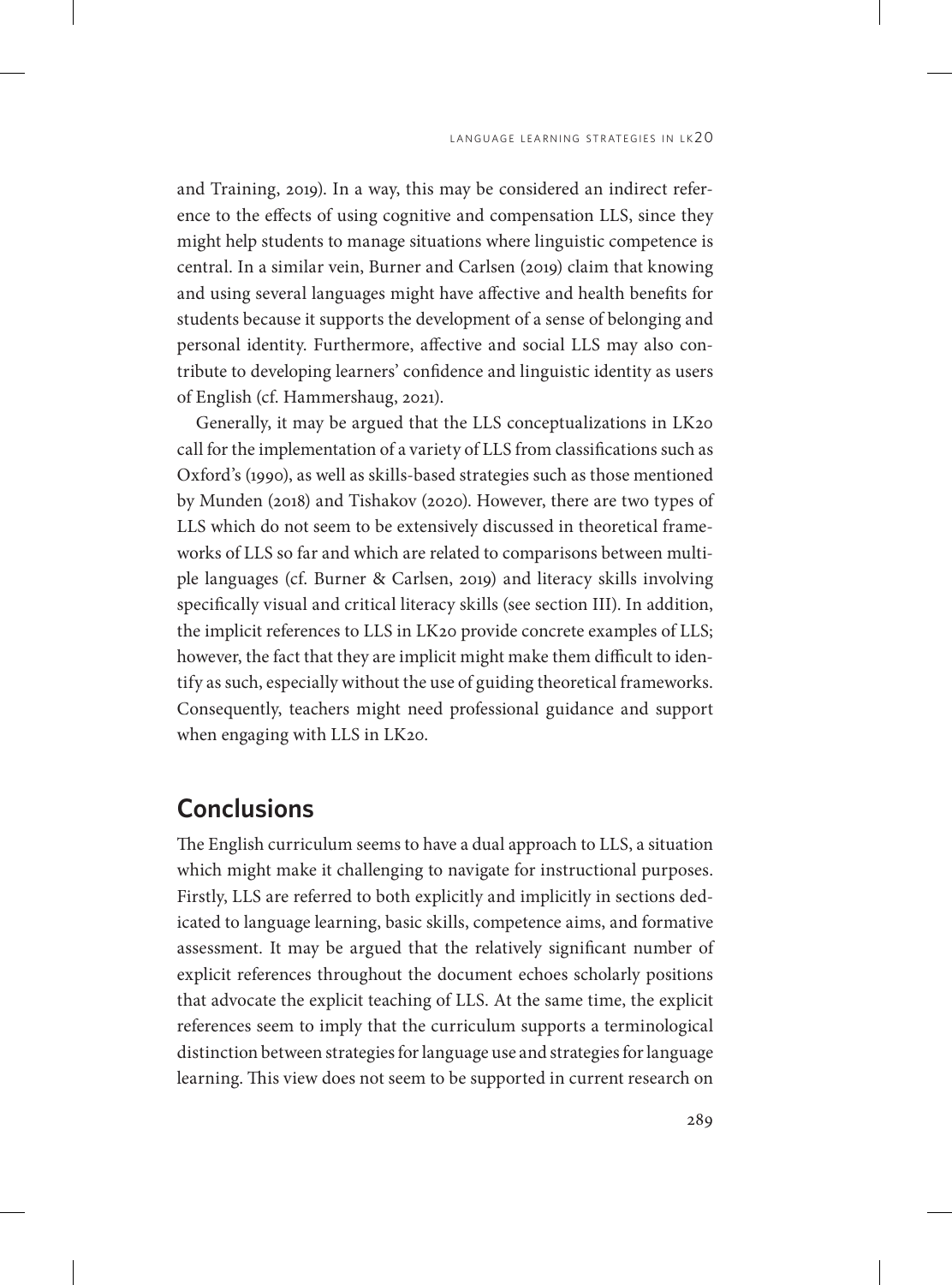and Training, 2019). In a way, this may be considered an indirect reference to the effects of using cognitive and compensation LLS, since they might help students to manage situations where linguistic competence is central. In a similar vein, Burner and Carlsen (2019) claim that knowing and using several languages might have affective and health benefits for students because it supports the development of a sense of belonging and personal identity. Furthermore, affective and social LLS may also contribute to developing learners' confidence and linguistic identity as users of English (cf. Hammershaug, 2021).

Generally, it may be argued that the LLS conceptualizations in LK20 call for the implementation of a variety of LLS from classifications such as Oxford's (1990), as well as skills-based strategies such as those mentioned by Munden (2018) and Tishakov (2020). However, there are two types of LLS which do not seem to be extensively discussed in theoretical frameworks of LLS so far and which are related to comparisons between multiple languages (cf. Burner & Carlsen, 2019) and literacy skills involving specifically visual and critical literacy skills (see section III). In addition, the implicit references to LLS in LK20 provide concrete examples of LLS; however, the fact that they are implicit might make them difficult to identify as such, especially without the use of guiding theoretical frameworks. Consequently, teachers might need professional guidance and support when engaging with LLS in LK20.

## Conclusions

The English curriculum seems to have a dual approach to LLS, a situation which might make it challenging to navigate for instructional purposes. Firstly, LLS are referred to both explicitly and implicitly in sections dedicated to language learning, basic skills, competence aims, and formative assessment. It may be argued that the relatively significant number of explicit references throughout the document echoes scholarly positions that advocate the explicit teaching of LLS. At the same time, the explicit references seem to imply that the curriculum supports a terminological distinction between strategies for language use and strategies for language learning. This view does not seem to be supported in current research on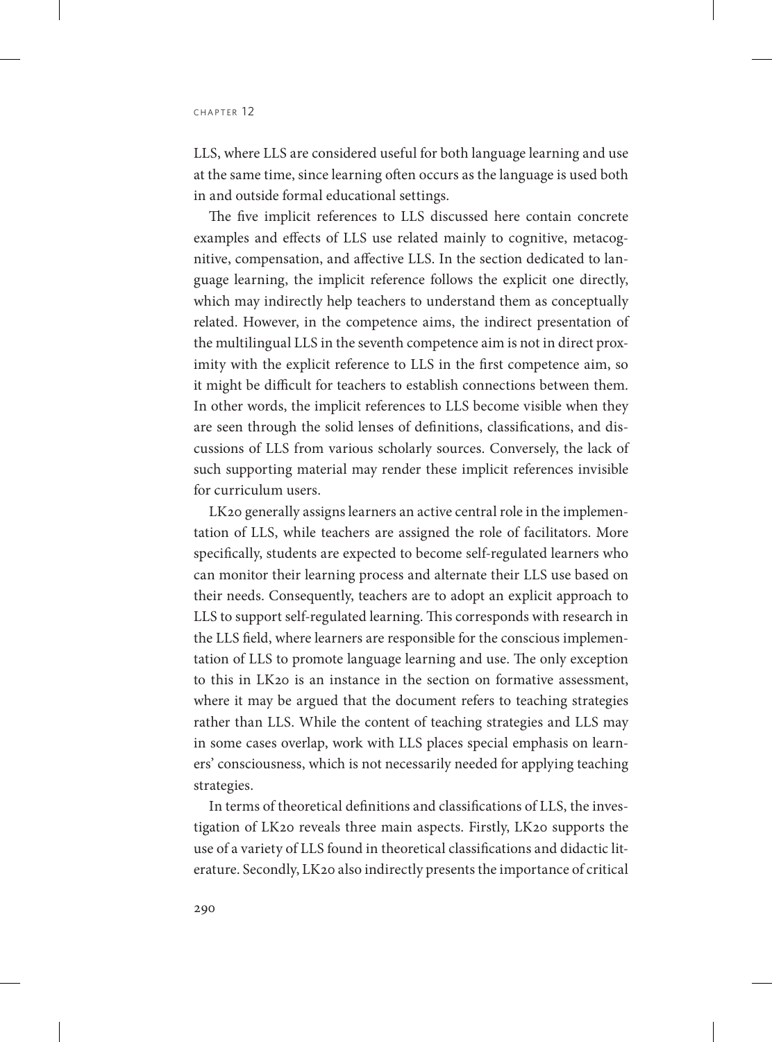LLS, where LLS are considered useful for both language learning and use at the same time, since learning often occurs as the language is used both in and outside formal educational settings.

The five implicit references to LLS discussed here contain concrete examples and effects of LLS use related mainly to cognitive, metacognitive, compensation, and affective LLS. In the section dedicated to language learning, the implicit reference follows the explicit one directly, which may indirectly help teachers to understand them as conceptually related. However, in the competence aims, the indirect presentation of the multilingual LLS in the seventh competence aim is not in direct proximity with the explicit reference to LLS in the first competence aim, so it might be difficult for teachers to establish connections between them. In other words, the implicit references to LLS become visible when they are seen through the solid lenses of definitions, classifications, and discussions of LLS from various scholarly sources. Conversely, the lack of such supporting material may render these implicit references invisible for curriculum users.

LK20 generally assigns learners an active central role in the implementation of LLS, while teachers are assigned the role of facilitators. More specifically, students are expected to become self-regulated learners who can monitor their learning process and alternate their LLS use based on their needs. Consequently, teachers are to adopt an explicit approach to LLS to support self-regulated learning. This corresponds with research in the LLS field, where learners are responsible for the conscious implementation of LLS to promote language learning and use. The only exception to this in LK20 is an instance in the section on formative assessment, where it may be argued that the document refers to teaching strategies rather than LLS. While the content of teaching strategies and LLS may in some cases overlap, work with LLS places special emphasis on learners' consciousness, which is not necessarily needed for applying teaching strategies.

In terms of theoretical definitions and classifications of LLS, the investigation of LK20 reveals three main aspects. Firstly, LK20 supports the use of a variety of LLS found in theoretical classifications and didactic literature. Secondly, LK20 also indirectly presents the importance of critical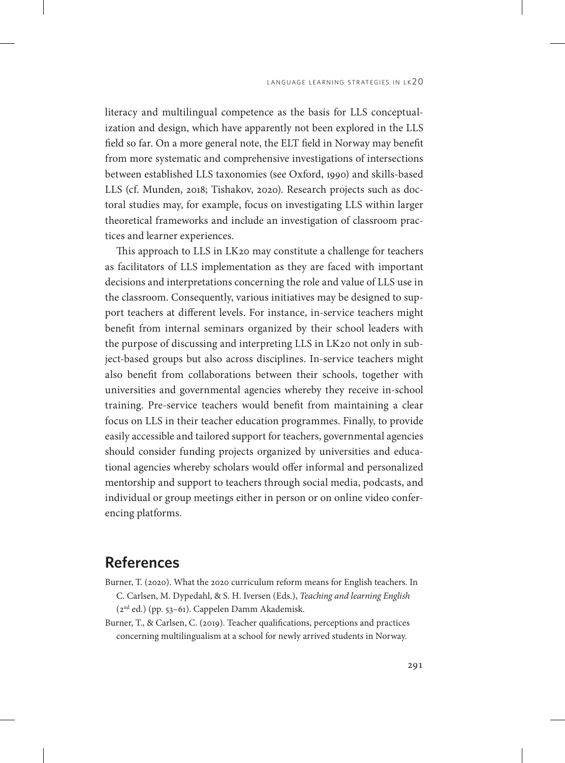literacy and multilingual competence as the basis for LLS conceptualization and design, which have apparently not been explored in the LLS field so far. On a more general note, the ELT field in Norway may benefit from more systematic and comprehensive investigations of intersections between established LLS taxonomies (see Oxford, 1990) and skills-based LLS (cf. Munden, 2018; Tishakov, 2020). Research projects such as doctoral studies may, for example, focus on investigating LLS within larger theoretical frameworks and include an investigation of classroom practices and learner experiences.

This approach to LLS in LK20 may constitute a challenge for teachers as facilitators of LLS implementation as they are faced with important decisions and interpretations concerning the role and value of LLS use in the classroom. Consequently, various initiatives may be designed to support teachers at different levels. For instance, in-service teachers might benefit from internal seminars organized by their school leaders with the purpose of discussing and interpreting LLS in LK20 not only in subject-based groups but also across disciplines. In-service teachers might also benefit from collaborations between their schools, together with universities and governmental agencies whereby they receive in-school training. Pre-service teachers would benefit from maintaining a clear focus on LLS in their teacher education programmes. Finally, to provide easily accessible and tailored support for teachers, governmental agencies should consider funding projects organized by universities and educational agencies whereby scholars would offer informal and personalized mentorship and support to teachers through social media, podcasts, and individual or group meetings either in person or on online video conferencing platforms.

## References

Burner, T. (2020). What the 2020 curriculum reform means for English teachers. In C. Carlsen, M. Dypedahl, & S. H. Iversen (Eds.), *Teaching and learning English* (2nd ed.) (pp. 53–61). Cappelen Damm Akademisk.

Burner, T., & Carlsen, C. (2019). Teacher qualifications, perceptions and practices concerning multilingualism at a school for newly arrived students in Norway.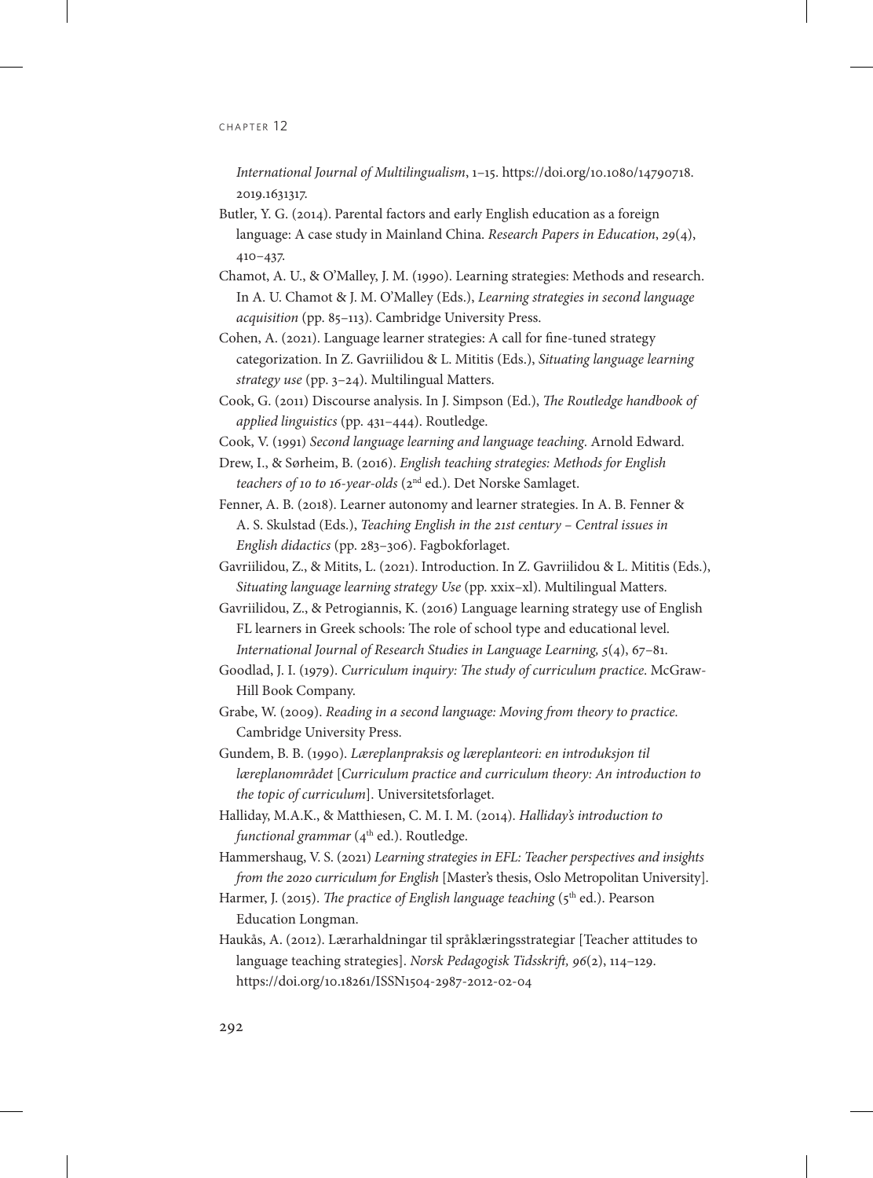*International Journal of Multilingualism*, 1–15. https://doi.org/10.1080/14790718.2019.1631317.

Butler, Y. G. (2014). Parental factors and early English education as a foreign language: A case study in Mainland China. *Research Papers in Education*, *29*(4), 410–437.

Chamot, A. U., & O'Malley, J. M. (1990). Learning strategies: Methods and research. In A. U. Chamot & J. M. O'Malley (Eds.), *Learning strategies in second language acquisition* (pp. 85–113). Cambridge University Press.

Cohen, A. (2021). Language learner strategies: A call for fine-tuned strategy categorization. In Z. Gavriilidou & L. Mititis (Eds.), *Situating language learning strategy use* (pp. 3–24). Multilingual Matters.

Cook, G. (2011) Discourse analysis. In J. Simpson (Ed.), *The Routledge handbook of applied linguistics* (pp. 431–444). Routledge.

Cook, V. (1991) *Second language learning and language teaching*. Arnold Edward.

Drew, I., & Sørheim, B. (2016). *English teaching strategies: Methods for English teachers of 10 to 16-year-olds* (2nd ed.). Det Norske Samlaget.

Fenner, A. B. (2018). Learner autonomy and learner strategies. In A. B. Fenner & A. S. Skulstad (Eds.), *Teaching English in the 21st century – Central issues in English didactics* (pp. 283–306). Fagbokforlaget.

Gavriilidou, Z., & Mitits, L. (2021). Introduction. In Z. Gavriilidou & L. Mititis (Eds.), *Situating language learning strategy Use* (pp. xxix–xl). Multilingual Matters.

Gavriilidou, Z., & Petrogiannis, K. (2016) Language learning strategy use of English FL learners in Greek schools: The role of school type and educational level. *International Journal of Research Studies in Language Learning, 5*(4), 67–81.

Goodlad, J. I. (1979). *Curriculum inquiry: The study of curriculum practice*. McGraw-Hill Book Company.

Grabe, W. (2009). *Reading in a second language: Moving from theory to practice*. Cambridge University Press.

Gundem, B. B. (1990). *Læreplanpraksis og læreplanteori: en introduksjon til læreplanområdet* [*Curriculum practice and curriculum theory: An introduction to the topic of curriculum*]. Universitetsforlaget.

Halliday, M.A.K., & Matthiesen, C. M. I. M. (2014). *Halliday's introduction to functional grammar* (4th ed.). Routledge.

Hammershaug, V. S. (2021) *Learning strategies in EFL: Teacher perspectives and insights from the 2020 curriculum for English* [Master's thesis, Oslo Metropolitan University].

Harmer, J. (2015). *The practice of English language teaching* (5th ed.). Pearson Education Longman.

Haukås, A. (2012). Lærarhaldningar til språklæringsstrategiar [Teacher attitudes to language teaching strategies]. *Norsk Pedagogisk Tidsskrift, 96*(2), 114–129. https://doi.org/10.18261/ISSN1504-2987-2012-02-04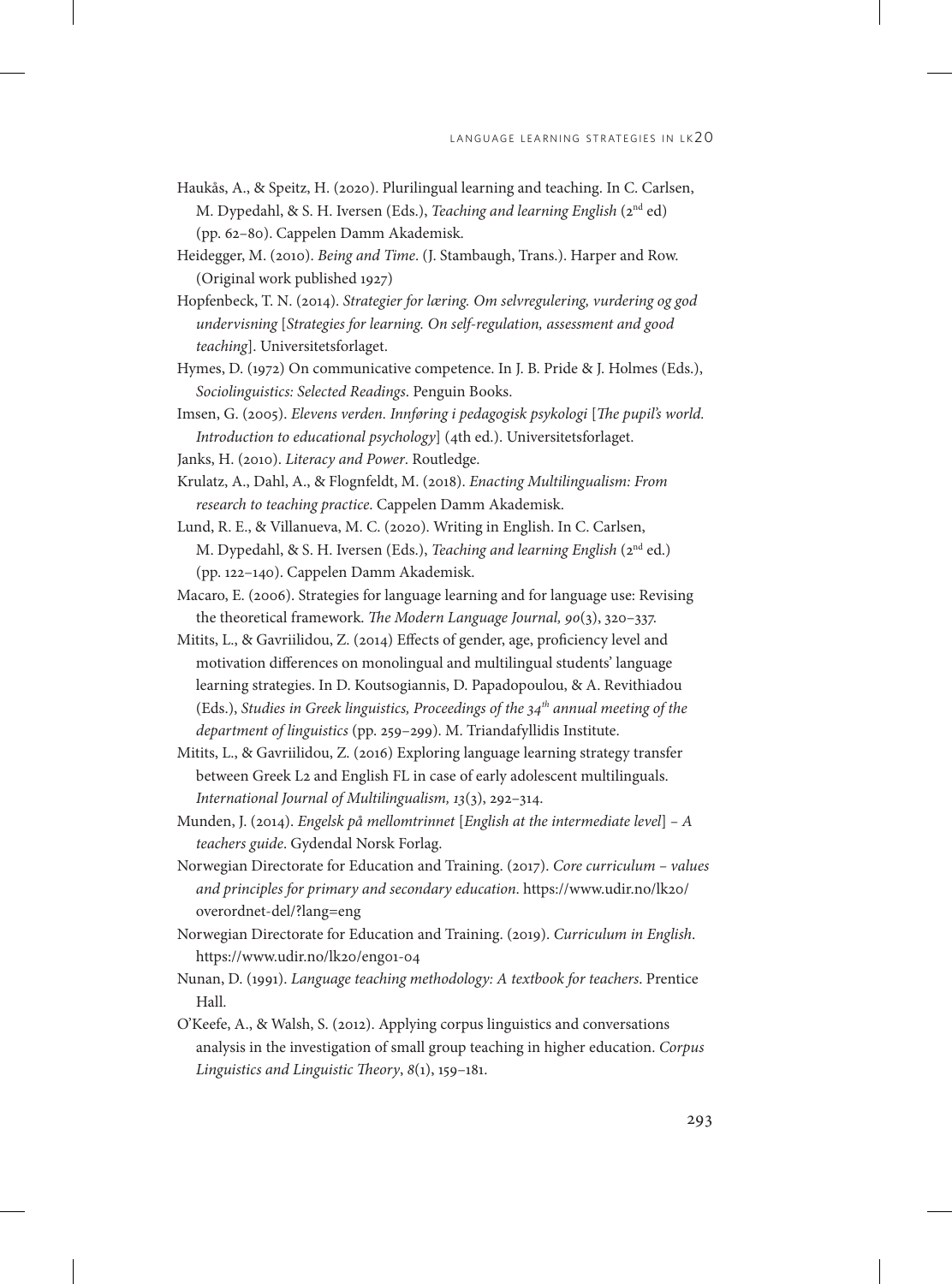Haukås, A., & Speitz, H. (2020). Plurilingual learning and teaching. In C. Carlsen, M. Dypedahl, & S. H. Iversen (Eds.), *Teaching and learning English* (2nd ed) (pp. 62–80). Cappelen Damm Akademisk.

Heidegger, M. (2010). *Being and Time*. (J. Stambaugh, Trans.). Harper and Row. (Original work published 1927)

Hopfenbeck, T. N. (2014). *Strategier for læring. Om selvregulering, vurdering og god undervisning* [*Strategies for learning. On self-regulation, assessment and good teaching*]. Universitetsforlaget.

Hymes, D. (1972) On communicative competence. In J. B. Pride & J. Holmes (Eds.), *Sociolinguistics: Selected Readings*. Penguin Books.

Imsen, G. (2005). *Elevens verden. Innføring i pedagogisk psykologi* [*The pupil's world. Introduction to educational psychology*] (4th ed.). Universitetsforlaget.

Janks, H. (2010). *Literacy and Power*. Routledge.

Krulatz, A., Dahl, A., & Flognfeldt, M. (2018). *Enacting Multilingualism: From research to teaching practice*. Cappelen Damm Akademisk.

Lund, R. E., & Villanueva, M. C. (2020). Writing in English. In C. Carlsen, M. Dypedahl, & S. H. Iversen (Eds.), *Teaching and learning English* (2nd ed.) (pp. 122–140). Cappelen Damm Akademisk.

Macaro, E. (2006). Strategies for language learning and for language use: Revising the theoretical framework. *The Modern Language Journal, 90*(3), 320–337.

Mitits, L., & Gavriilidou, Z. (2014) Effects of gender, age, proficiency level and motivation differences on monolingual and multilingual students' language learning strategies. In D. Koutsogiannis, D. Papadopoulou, & A. Revithiadou (Eds.), *Studies in Greek linguistics, Proceedings of the 34th annual meeting of the department of linguistics* (pp. 259–299). M. Triandafyllidis Institute.

Mitits, L., & Gavriilidou, Z. (2016) Exploring language learning strategy transfer between Greek L2 and English FL in case of early adolescent multilinguals. *International Journal of Multilingualism, 13*(3), 292–314.

Munden, J. (2014). *Engelsk på mellomtrinnet* [*English at the intermediate level*] – *A teachers guide*. Gydendal Norsk Forlag.

Norwegian Directorate for Education and Training. (2017). *Core curriculum – values and principles for primary and secondary education*. https://www.udir.no/lk20/overordnet-del/?lang=eng

Norwegian Directorate for Education and Training. (2019). *Curriculum in English*. https://www.udir.no/lk20/eng01-04

Nunan, D. (1991). *Language teaching methodology: A textbook for teachers*. Prentice Hall.

O'Keefe, A., & Walsh, S. (2012). Applying corpus linguistics and conversations analysis in the investigation of small group teaching in higher education. *Corpus Linguistics and Linguistic Theory*, *8*(1), 159–181.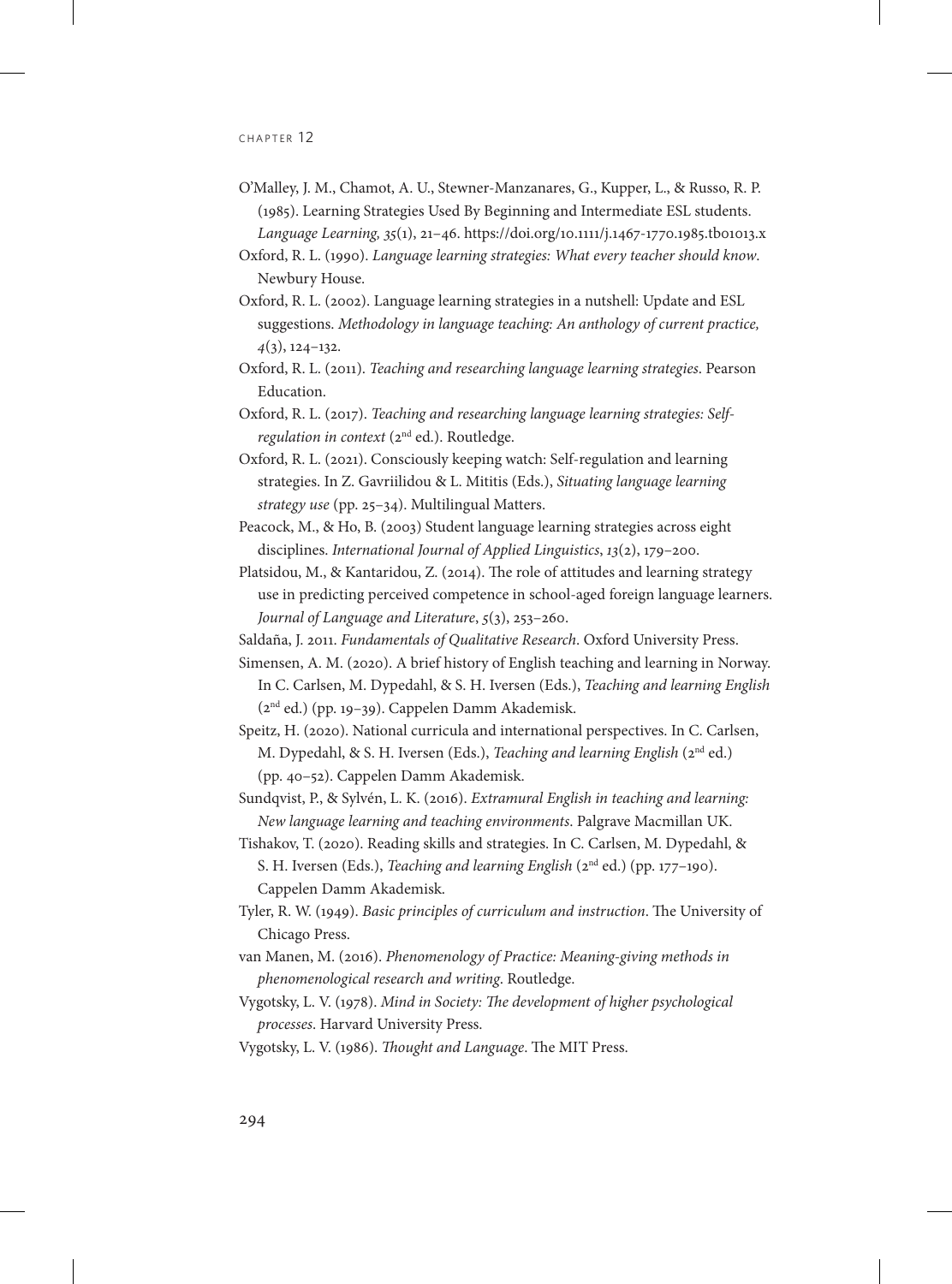O'Malley, J. M., Chamot, A. U., Stewner-Manzanares, G., Kupper, L., & Russo, R. P. (1985). Learning Strategies Used By Beginning and Intermediate ESL students. *Language Learning, 35*(1), 21–46. https://doi.org/10.1111/j.1467-1770.1985.tb01013.x

Oxford, R. L. (1990). *Language learning strategies: What every teacher should know*. Newbury House.

Oxford, R. L. (2002). Language learning strategies in a nutshell: Update and ESL suggestions. *Methodology in language teaching: An anthology of current practice, 4*(3), 124–132.

Oxford, R. L. (2011). *Teaching and researching language learning strategies*. Pearson Education.

Oxford, R. L. (2017). *Teaching and researching language learning strategies: Self-regulation in context* (2nd ed.). Routledge.

Oxford, R. L. (2021). Consciously keeping watch: Self-regulation and learning strategies. In Z. Gavriilidou & L. Mititis (Eds.), *Situating language learning strategy use* (pp. 25–34). Multilingual Matters.

Peacock, M., & Ho, B. (2003) Student language learning strategies across eight disciplines. *International Journal of Applied Linguistics*, *13*(2), 179–200.

Platsidou, M., & Kantaridou, Z. (2014). The role of attitudes and learning strategy use in predicting perceived competence in school-aged foreign language learners. *Journal of Language and Literature*, *5*(3), 253–260.

Saldaña, J. 2011. *Fundamentals of Qualitative Research*. Oxford University Press.

Simensen, A. M. (2020). A brief history of English teaching and learning in Norway. In C. Carlsen, M. Dypedahl, & S. H. Iversen (Eds.), *Teaching and learning English* (2nd ed.) (pp. 19–39). Cappelen Damm Akademisk.

Speitz, H. (2020). National curricula and international perspectives. In C. Carlsen, M. Dypedahl, & S. H. Iversen (Eds.), *Teaching and learning English* (2nd ed.) (pp. 40–52). Cappelen Damm Akademisk.

Sundqvist, P., & Sylvén, L. K. (2016). *Extramural English in teaching and learning: New language learning and teaching environments*. Palgrave Macmillan UK.

Tishakov, T. (2020). Reading skills and strategies. In C. Carlsen, M. Dypedahl, & S. H. Iversen (Eds.), *Teaching and learning English* (2nd ed.) (pp. 177–190). Cappelen Damm Akademisk.

Tyler, R. W. (1949). *Basic principles of curriculum and instruction*. The University of Chicago Press.

van Manen, M. (2016). *Phenomenology of Practice: Meaning-giving methods in phenomenological research and writing*. Routledge.

Vygotsky, L. V. (1978). *Mind in Society: The development of higher psychological processes*. Harvard University Press.

Vygotsky, L. V. (1986). *Thought and Language*. The MIT Press.